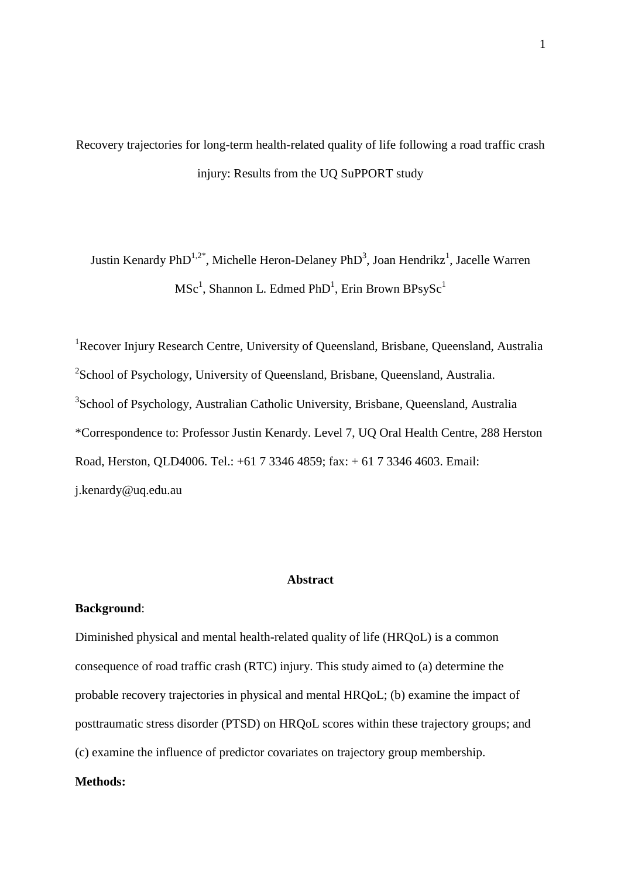# Recovery trajectories for long-term health-related quality of life following a road traffic crash injury: Results from the UQ SuPPORT study

Justin Kenardy PhD[1,2*], Michelle Heron-Delaney PhD[3], Joan Hendrikz[1], Jacelle Warren MSc[1], Shannon L. Edmed PhD[1], Erin Brown BPsySc[1]

[1]Recover Injury Research Centre, University of Queensland, Brisbane, Queensland, Australia

[2]School of Psychology, University of Queensland, Brisbane, Queensland, Australia.

[3]School of Psychology, Australian Catholic University, Brisbane, Queensland, Australia

*Correspondence to: Professor Justin Kenardy. Level 7, UQ Oral Health Centre, 288 Herston Road, Herston, QLD4006. Tel.: +61 7 3346 4859; fax: + 61 7 3346 4603. Email: j.kenardy@uq.edu.au

## Abstract

**Background**:

Diminished physical and mental health-related quality of life (HRQoL) is a common consequence of road traffic crash (RTC) injury. This study aimed to (a) determine the probable recovery trajectories in physical and mental HRQoL; (b) examine the impact of posttraumatic stress disorder (PTSD) on HRQoL scores within these trajectory groups; and (c) examine the influence of predictor covariates on trajectory group membership.

**Methods:**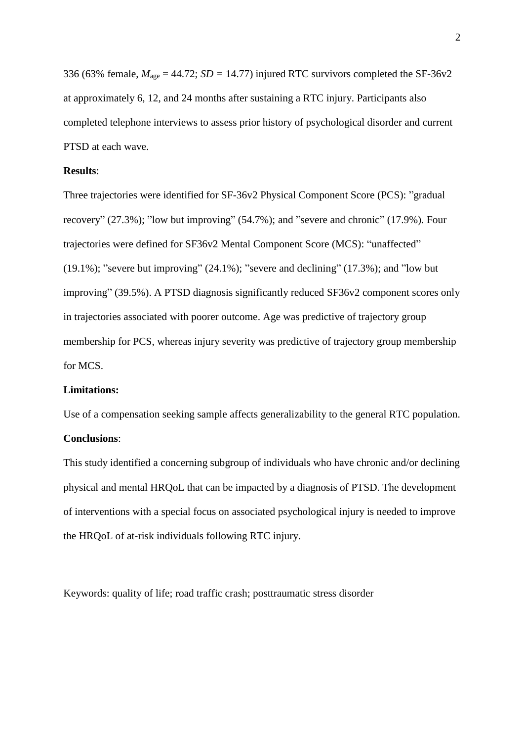336 (63% female, $M_{age}$ = 44.72; $SD$ = 14.77) injured RTC survivors completed the SF-36v2 at approximately 6, 12, and 24 months after sustaining a RTC injury. Participants also completed telephone interviews to assess prior history of psychological disorder and current PTSD at each wave.

**Results**:

Three trajectories were identified for SF-36v2 Physical Component Score (PCS): ”gradual recovery” (27.3%); ”low but improving” (54.7%); and ”severe and chronic” (17.9%). Four trajectories were defined for SF36v2 Mental Component Score (MCS): “unaffected” (19.1%); ”severe but improving” (24.1%); ”severe and declining” (17.3%); and ”low but improving” (39.5%). A PTSD diagnosis significantly reduced SF36v2 component scores only in trajectories associated with poorer outcome. Age was predictive of trajectory group membership for PCS, whereas injury severity was predictive of trajectory group membership for MCS.

**Limitations:**

Use of a compensation seeking sample affects generalizability to the general RTC population.

**Conclusions**:

This study identified a concerning subgroup of individuals who have chronic and/or declining physical and mental HRQoL that can be impacted by a diagnosis of PTSD. The development of interventions with a special focus on associated psychological injury is needed to improve the HRQoL of at-risk individuals following RTC injury.

Keywords: quality of life; road traffic crash; posttraumatic stress disorder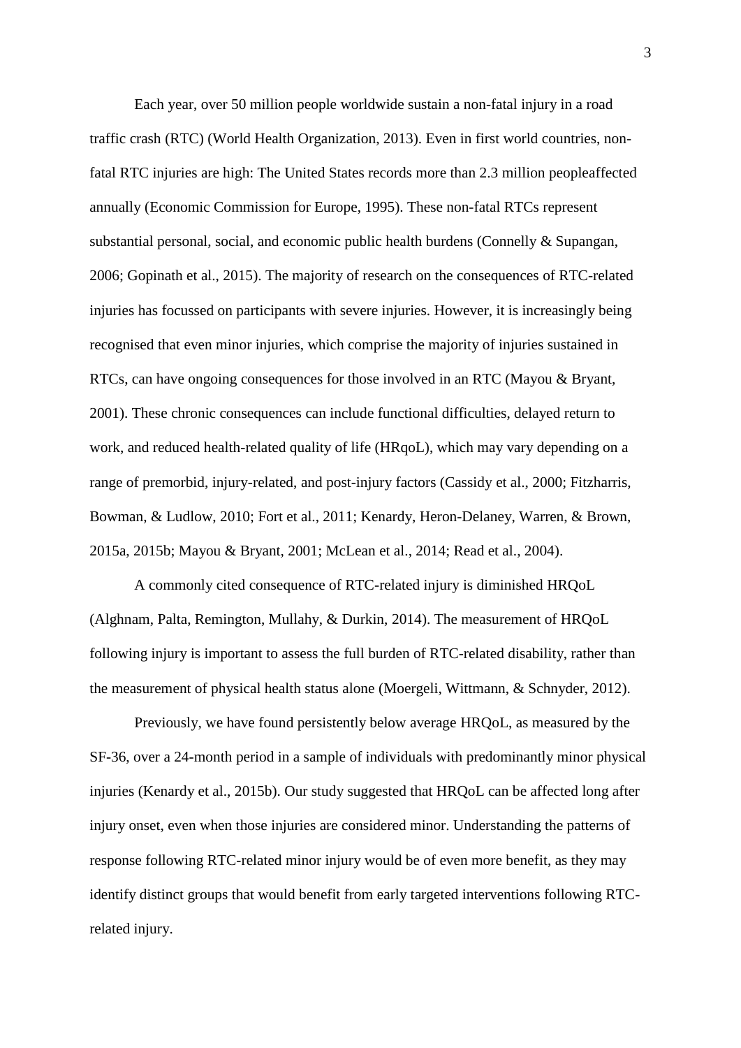Each year, over 50 million people worldwide sustain a non-fatal injury in a road traffic crash (RTC) (World Health Organization, 2013). Even in first world countries, non-fatal RTC injuries are high: The United States records more than 2.3 million peopleaffected annually (Economic Commission for Europe, 1995). These non-fatal RTCs represent substantial personal, social, and economic public health burdens (Connelly & Supangan, 2006; Gopinath et al., 2015). The majority of research on the consequences of RTC-related injuries has focussed on participants with severe injuries. However, it is increasingly being recognised that even minor injuries, which comprise the majority of injuries sustained in RTCs, can have ongoing consequences for those involved in an RTC (Mayou & Bryant, 2001). These chronic consequences can include functional difficulties, delayed return to work, and reduced health-related quality of life (HRqoL), which may vary depending on a range of premorbid, injury-related, and post-injury factors (Cassidy et al., 2000; Fitzharris, Bowman, & Ludlow, 2010; Fort et al., 2011; Kenardy, Heron-Delaney, Warren, & Brown, 2015a, 2015b; Mayou & Bryant, 2001; McLean et al., 2014; Read et al., 2004).

A commonly cited consequence of RTC-related injury is diminished HRQoL (Alghnam, Palta, Remington, Mullahy, & Durkin, 2014). The measurement of HRQoL following injury is important to assess the full burden of RTC-related disability, rather than the measurement of physical health status alone (Moergeli, Wittmann, & Schnyder, 2012).

Previously, we have found persistently below average HRQoL, as measured by the SF-36, over a 24-month period in a sample of individuals with predominantly minor physical injuries (Kenardy et al., 2015b). Our study suggested that HRQoL can be affected long after injury onset, even when those injuries are considered minor. Understanding the patterns of response following RTC-related minor injury would be of even more benefit, as they may identify distinct groups that would benefit from early targeted interventions following RTC-related injury.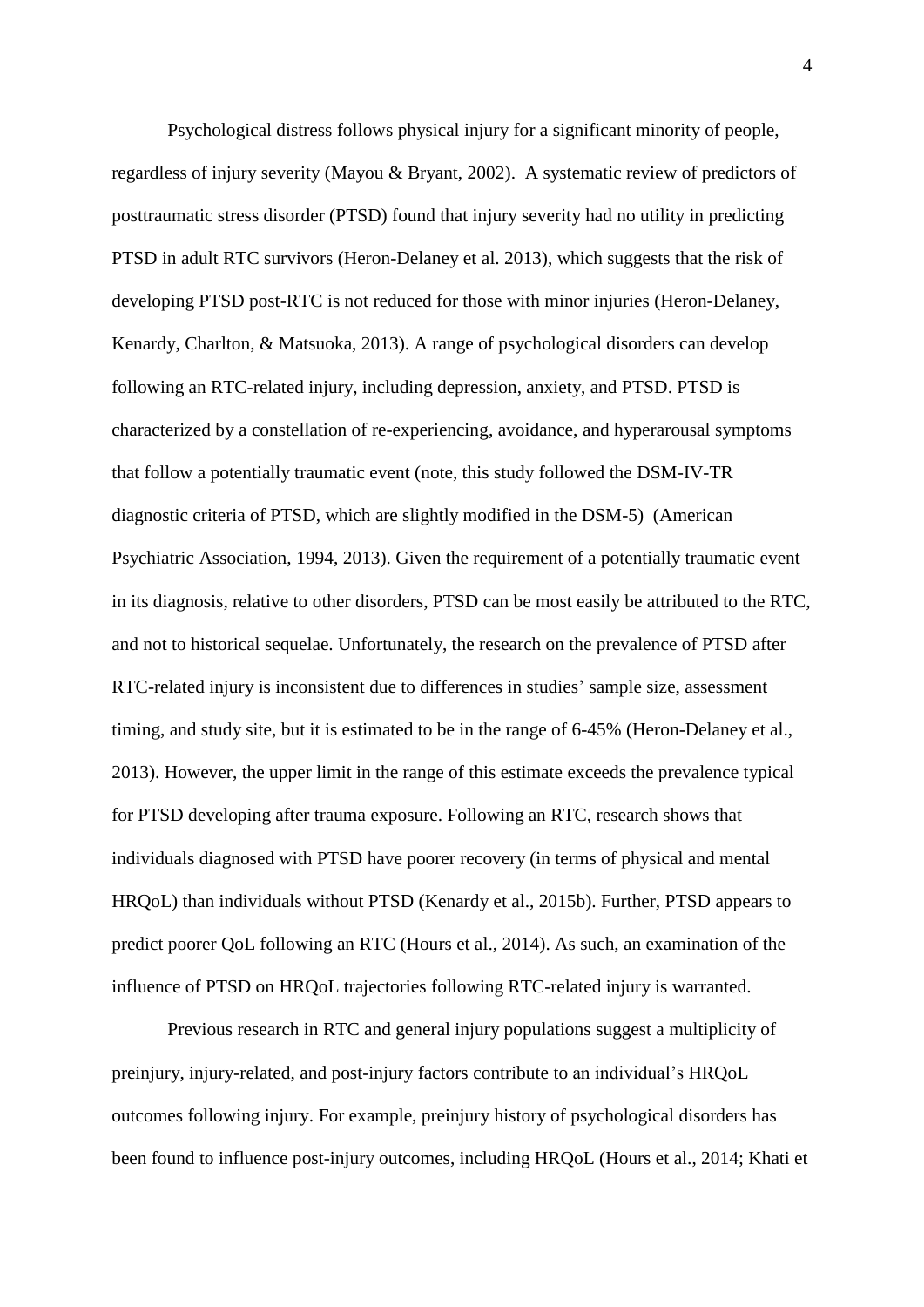Psychological distress follows physical injury for a significant minority of people, regardless of injury severity (Mayou & Bryant, 2002). A systematic review of predictors of posttraumatic stress disorder (PTSD) found that injury severity had no utility in predicting PTSD in adult RTC survivors (Heron-Delaney et al. 2013), which suggests that the risk of developing PTSD post-RTC is not reduced for those with minor injuries (Heron-Delaney, Kenardy, Charlton, & Matsuoka, 2013). A range of psychological disorders can develop following an RTC-related injury, including depression, anxiety, and PTSD. PTSD is characterized by a constellation of re-experiencing, avoidance, and hyperarousal symptoms that follow a potentially traumatic event (note, this study followed the DSM-IV-TR diagnostic criteria of PTSD, which are slightly modified in the DSM-5) (American Psychiatric Association, 1994, 2013). Given the requirement of a potentially traumatic event in its diagnosis, relative to other disorders, PTSD can be most easily be attributed to the RTC, and not to historical sequelae. Unfortunately, the research on the prevalence of PTSD after RTC-related injury is inconsistent due to differences in studies' sample size, assessment timing, and study site, but it is estimated to be in the range of 6-45% (Heron-Delaney et al., 2013). However, the upper limit in the range of this estimate exceeds the prevalence typical for PTSD developing after trauma exposure. Following an RTC, research shows that individuals diagnosed with PTSD have poorer recovery (in terms of physical and mental HRQoL) than individuals without PTSD (Kenardy et al., 2015b). Further, PTSD appears to predict poorer QoL following an RTC (Hours et al., 2014). As such, an examination of the influence of PTSD on HRQoL trajectories following RTC-related injury is warranted.

Previous research in RTC and general injury populations suggest a multiplicity of preinjury, injury-related, and post-injury factors contribute to an individual's HRQoL outcomes following injury. For example, preinjury history of psychological disorders has been found to influence post-injury outcomes, including HRQoL (Hours et al., 2014; Khati et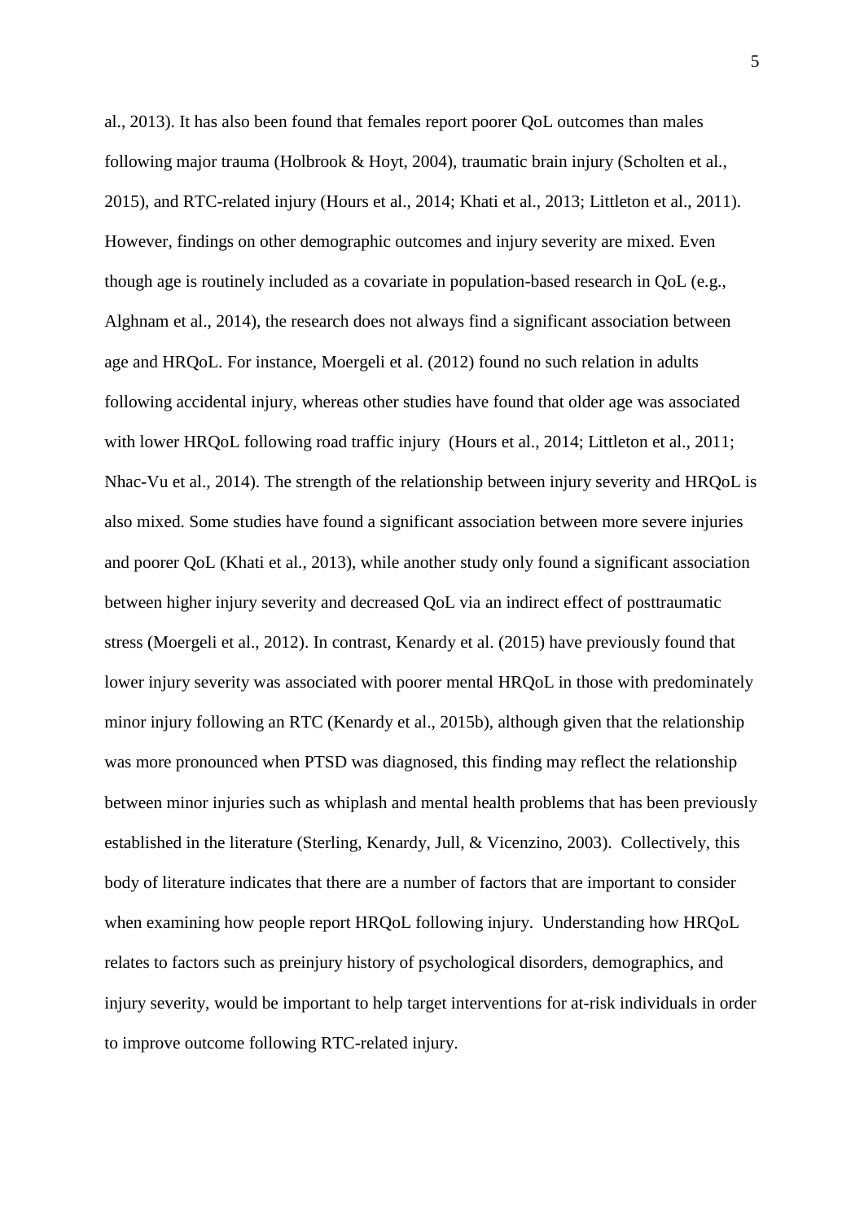al., 2013). It has also been found that females report poorer QoL outcomes than males following major trauma (Holbrook & Hoyt, 2004), traumatic brain injury (Scholten et al., 2015), and RTC-related injury (Hours et al., 2014; Khati et al., 2013; Littleton et al., 2011). However, findings on other demographic outcomes and injury severity are mixed. Even though age is routinely included as a covariate in population-based research in QoL (e.g., Alghnam et al., 2014), the research does not always find a significant association between age and HRQoL. For instance, Moergeli et al. (2012) found no such relation in adults following accidental injury, whereas other studies have found that older age was associated with lower HRQoL following road traffic injury (Hours et al., 2014; Littleton et al., 2011; Nhac-Vu et al., 2014). The strength of the relationship between injury severity and HRQoL is also mixed. Some studies have found a significant association between more severe injuries and poorer QoL (Khati et al., 2013), while another study only found a significant association between higher injury severity and decreased QoL via an indirect effect of posttraumatic stress (Moergeli et al., 2012). In contrast, Kenardy et al. (2015) have previously found that lower injury severity was associated with poorer mental HRQoL in those with predominately minor injury following an RTC (Kenardy et al., 2015b), although given that the relationship was more pronounced when PTSD was diagnosed, this finding may reflect the relationship between minor injuries such as whiplash and mental health problems that has been previously established in the literature (Sterling, Kenardy, Jull, & Vicenzino, 2003). Collectively, this body of literature indicates that there are a number of factors that are important to consider when examining how people report HRQoL following injury. Understanding how HRQoL relates to factors such as preinjury history of psychological disorders, demographics, and injury severity, would be important to help target interventions for at-risk individuals in order to improve outcome following RTC-related injury.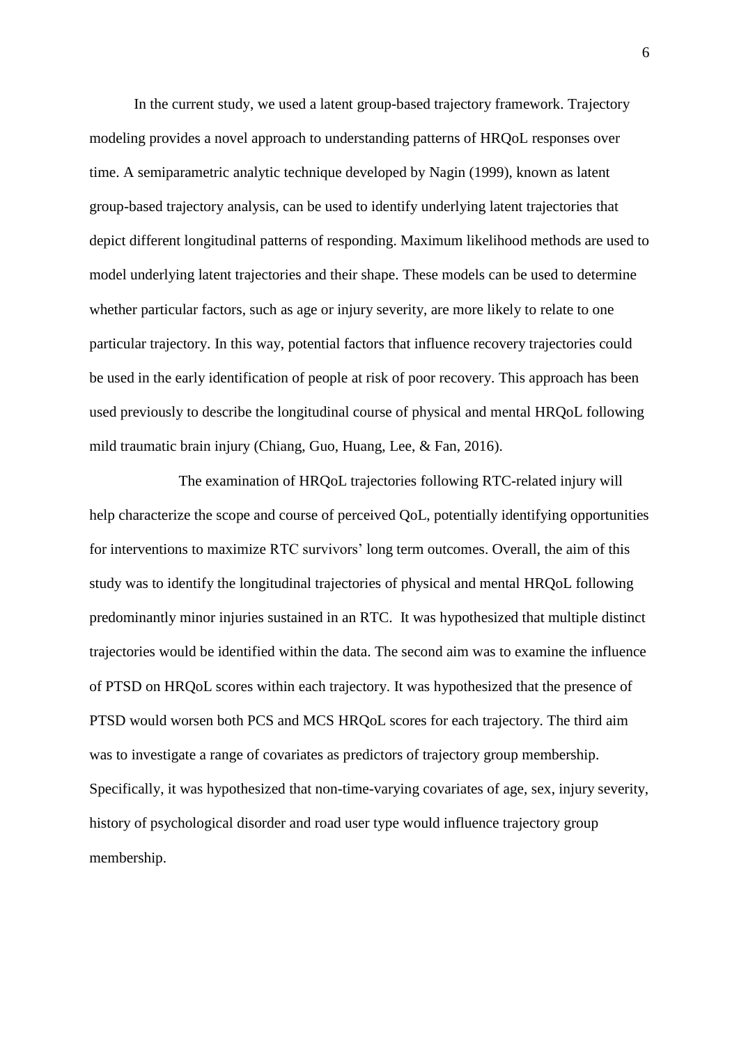In the current study, we used a latent group-based trajectory framework. Trajectory modeling provides a novel approach to understanding patterns of HRQoL responses over time. A semiparametric analytic technique developed by Nagin (1999), known as latent group-based trajectory analysis, can be used to identify underlying latent trajectories that depict different longitudinal patterns of responding. Maximum likelihood methods are used to model underlying latent trajectories and their shape. These models can be used to determine whether particular factors, such as age or injury severity, are more likely to relate to one particular trajectory. In this way, potential factors that influence recovery trajectories could be used in the early identification of people at risk of poor recovery. This approach has been used previously to describe the longitudinal course of physical and mental HRQoL following mild traumatic brain injury (Chiang, Guo, Huang, Lee, & Fan, 2016).

The examination of HRQoL trajectories following RTC-related injury will help characterize the scope and course of perceived QoL, potentially identifying opportunities for interventions to maximize RTC survivors' long term outcomes. Overall, the aim of this study was to identify the longitudinal trajectories of physical and mental HRQoL following predominantly minor injuries sustained in an RTC. It was hypothesized that multiple distinct trajectories would be identified within the data. The second aim was to examine the influence of PTSD on HRQoL scores within each trajectory. It was hypothesized that the presence of PTSD would worsen both PCS and MCS HRQoL scores for each trajectory. The third aim was to investigate a range of covariates as predictors of trajectory group membership. Specifically, it was hypothesized that non-time-varying covariates of age, sex, injury severity, history of psychological disorder and road user type would influence trajectory group membership.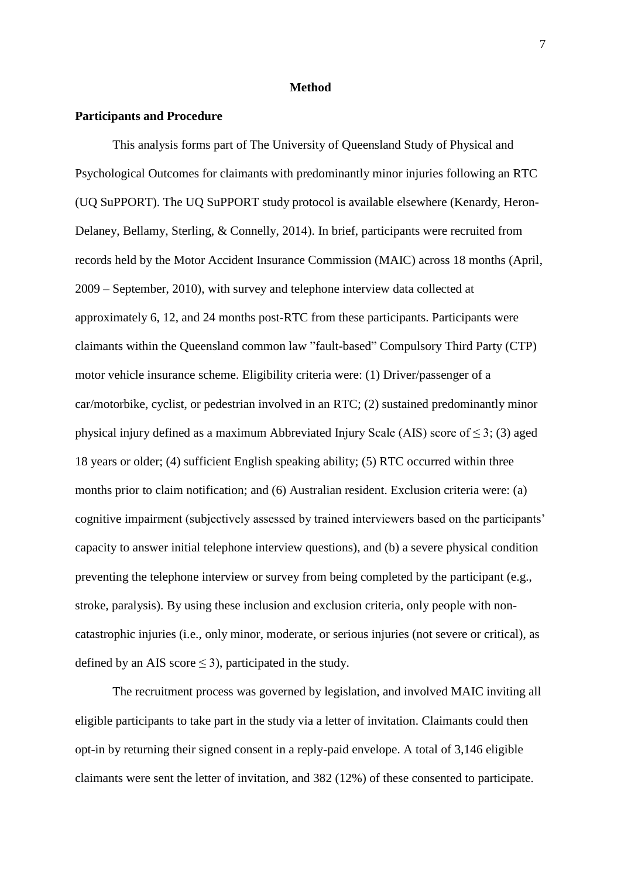# Method

## Participants and Procedure

This analysis forms part of The University of Queensland Study of Physical and Psychological Outcomes for claimants with predominantly minor injuries following an RTC (UQ SuPPORT). The UQ SuPPORT study protocol is available elsewhere (Kenardy, Heron-Delaney, Bellamy, Sterling, & Connelly, 2014). In brief, participants were recruited from records held by the Motor Accident Insurance Commission (MAIC) across 18 months (April, 2009 – September, 2010), with survey and telephone interview data collected at approximately 6, 12, and 24 months post-RTC from these participants. Participants were claimants within the Queensland common law "fault-based" Compulsory Third Party (CTP) motor vehicle insurance scheme. Eligibility criteria were: (1) Driver/passenger of a car/motorbike, cyclist, or pedestrian involved in an RTC; (2) sustained predominantly minor physical injury defined as a maximum Abbreviated Injury Scale (AIS) score of $\leq 3$; (3) aged 18 years or older; (4) sufficient English speaking ability; (5) RTC occurred within three months prior to claim notification; and (6) Australian resident. Exclusion criteria were: (a) cognitive impairment (subjectively assessed by trained interviewers based on the participants' capacity to answer initial telephone interview questions), and (b) a severe physical condition preventing the telephone interview or survey from being completed by the participant (e.g., stroke, paralysis). By using these inclusion and exclusion criteria, only people with non-catastrophic injuries (i.e., only minor, moderate, or serious injuries (not severe or critical), as defined by an AIS score $\leq 3$), participated in the study.

The recruitment process was governed by legislation, and involved MAIC inviting all eligible participants to take part in the study via a letter of invitation. Claimants could then opt-in by returning their signed consent in a reply-paid envelope. A total of 3,146 eligible claimants were sent the letter of invitation, and 382 (12%) of these consented to participate.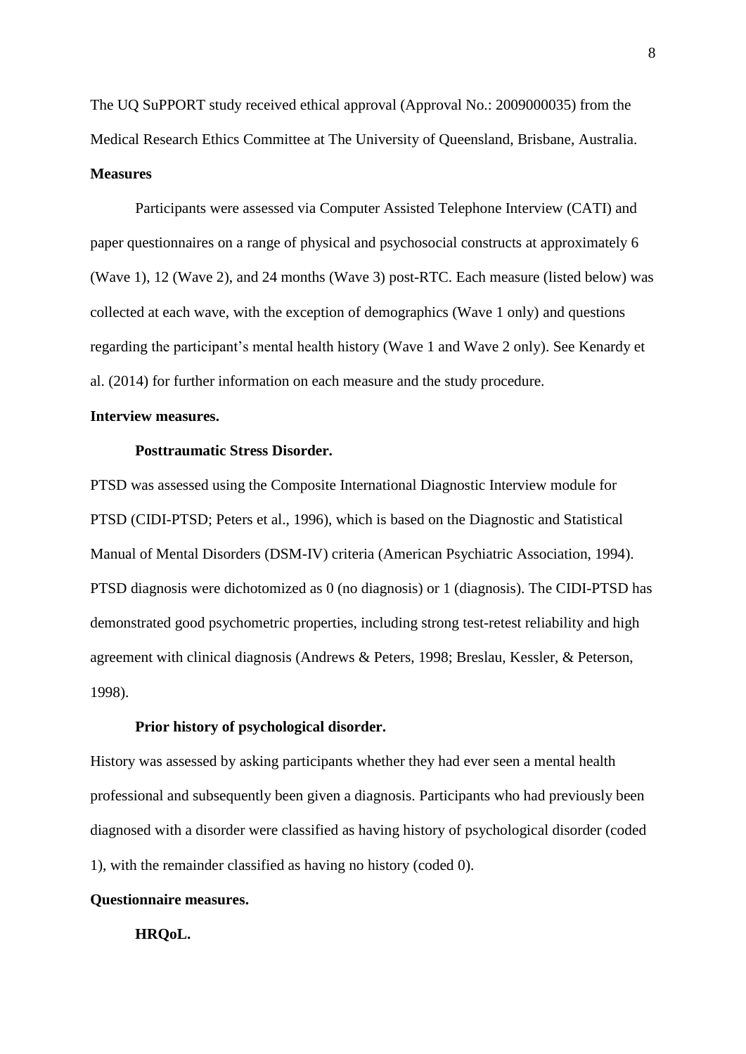The UQ SuPPORT study received ethical approval (Approval No.: 2009000035) from the Medical Research Ethics Committee at The University of Queensland, Brisbane, Australia.

## Measures

Participants were assessed via Computer Assisted Telephone Interview (CATI) and paper questionnaires on a range of physical and psychosocial constructs at approximately 6 (Wave 1), 12 (Wave 2), and 24 months (Wave 3) post-RTC. Each measure (listed below) was collected at each wave, with the exception of demographics (Wave 1 only) and questions regarding the participant's mental health history (Wave 1 and Wave 2 only). See Kenardy et al. (2014) for further information on each measure and the study procedure.

### Interview measures.

#### Posttraumatic Stress Disorder.

PTSD was assessed using the Composite International Diagnostic Interview module for PTSD (CIDI-PTSD; Peters et al., 1996), which is based on the Diagnostic and Statistical Manual of Mental Disorders (DSM-IV) criteria (American Psychiatric Association, 1994). PTSD diagnosis were dichotomized as 0 (no diagnosis) or 1 (diagnosis). The CIDI-PTSD has demonstrated good psychometric properties, including strong test-retest reliability and high agreement with clinical diagnosis (Andrews & Peters, 1998; Breslau, Kessler, & Peterson, 1998).

#### Prior history of psychological disorder.

History was assessed by asking participants whether they had ever seen a mental health professional and subsequently been given a diagnosis. Participants who had previously been diagnosed with a disorder were classified as having history of psychological disorder (coded 1), with the remainder classified as having no history (coded 0).

### Questionnaire measures.

#### HRQoL.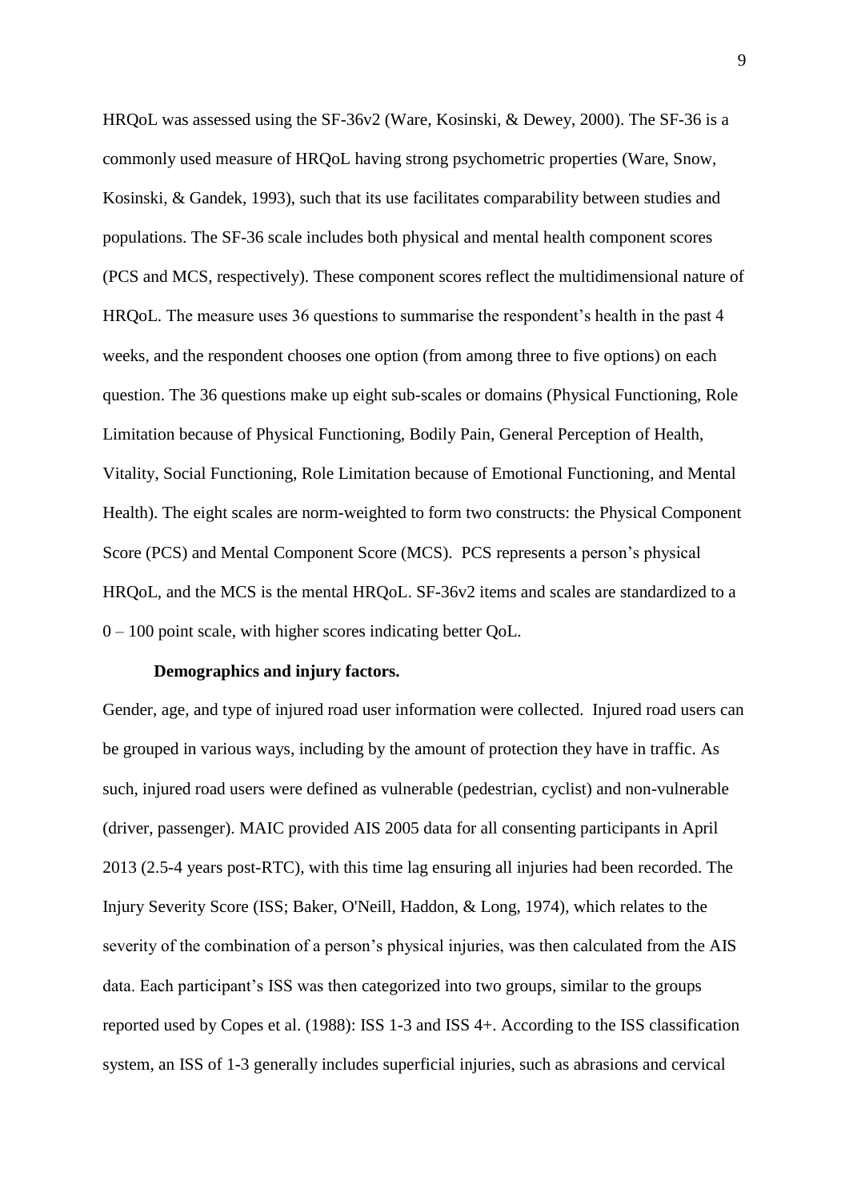HRQoL was assessed using the SF-36v2 (Ware, Kosinski, & Dewey, 2000). The SF-36 is a commonly used measure of HRQoL having strong psychometric properties (Ware, Snow, Kosinski, & Gandek, 1993), such that its use facilitates comparability between studies and populations. The SF-36 scale includes both physical and mental health component scores (PCS and MCS, respectively). These component scores reflect the multidimensional nature of HRQoL. The measure uses 36 questions to summarise the respondent's health in the past 4 weeks, and the respondent chooses one option (from among three to five options) on each question. The 36 questions make up eight sub-scales or domains (Physical Functioning, Role Limitation because of Physical Functioning, Bodily Pain, General Perception of Health, Vitality, Social Functioning, Role Limitation because of Emotional Functioning, and Mental Health). The eight scales are norm-weighted to form two constructs: the Physical Component Score (PCS) and Mental Component Score (MCS). PCS represents a person's physical HRQoL, and the MCS is the mental HRQoL. SF-36v2 items and scales are standardized to a 0 – 100 point scale, with higher scores indicating better QoL.

**Demographics and injury factors.**

Gender, age, and type of injured road user information were collected. Injured road users can be grouped in various ways, including by the amount of protection they have in traffic. As such, injured road users were defined as vulnerable (pedestrian, cyclist) and non-vulnerable (driver, passenger). MAIC provided AIS 2005 data for all consenting participants in April 2013 (2.5-4 years post-RTC), with this time lag ensuring all injuries had been recorded. The Injury Severity Score (ISS; Baker, O'Neill, Haddon, & Long, 1974), which relates to the severity of the combination of a person's physical injuries, was then calculated from the AIS data. Each participant's ISS was then categorized into two groups, similar to the groups reported used by Copes et al. (1988): ISS 1-3 and ISS 4+. According to the ISS classification system, an ISS of 1-3 generally includes superficial injuries, such as abrasions and cervical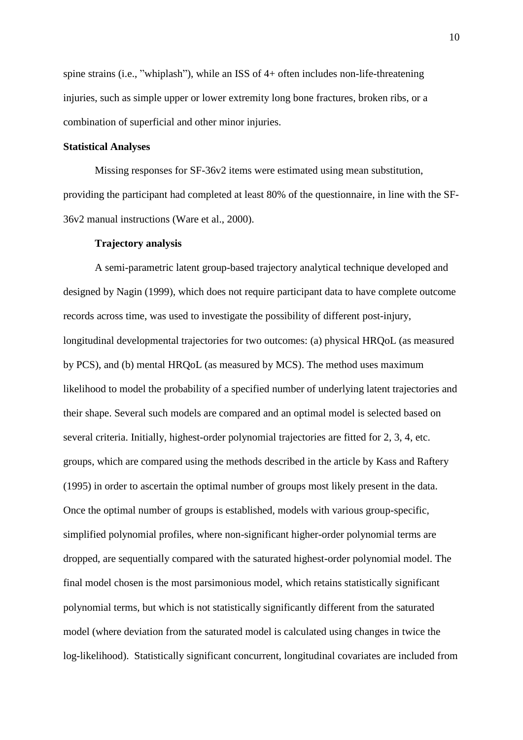spine strains (i.e., "whiplash"), while an ISS of 4+ often includes non-life-threatening injuries, such as simple upper or lower extremity long bone fractures, broken ribs, or a combination of superficial and other minor injuries.

**Statistical Analyses**

Missing responses for SF-36v2 items were estimated using mean substitution, providing the participant had completed at least 80% of the questionnaire, in line with the SF-36v2 manual instructions (Ware et al., 2000).

**Trajectory analysis**

A semi-parametric latent group-based trajectory analytical technique developed and designed by Nagin (1999), which does not require participant data to have complete outcome records across time, was used to investigate the possibility of different post-injury, longitudinal developmental trajectories for two outcomes: (a) physical HRQoL (as measured by PCS), and (b) mental HRQoL (as measured by MCS). The method uses maximum likelihood to model the probability of a specified number of underlying latent trajectories and their shape. Several such models are compared and an optimal model is selected based on several criteria. Initially, highest-order polynomial trajectories are fitted for 2, 3, 4, etc. groups, which are compared using the methods described in the article by Kass and Raftery (1995) in order to ascertain the optimal number of groups most likely present in the data. Once the optimal number of groups is established, models with various group-specific, simplified polynomial profiles, where non-significant higher-order polynomial terms are dropped, are sequentially compared with the saturated highest-order polynomial model. The final model chosen is the most parsimonious model, which retains statistically significant polynomial terms, but which is not statistically significantly different from the saturated model (where deviation from the saturated model is calculated using changes in twice the log-likelihood). Statistically significant concurrent, longitudinal covariates are included from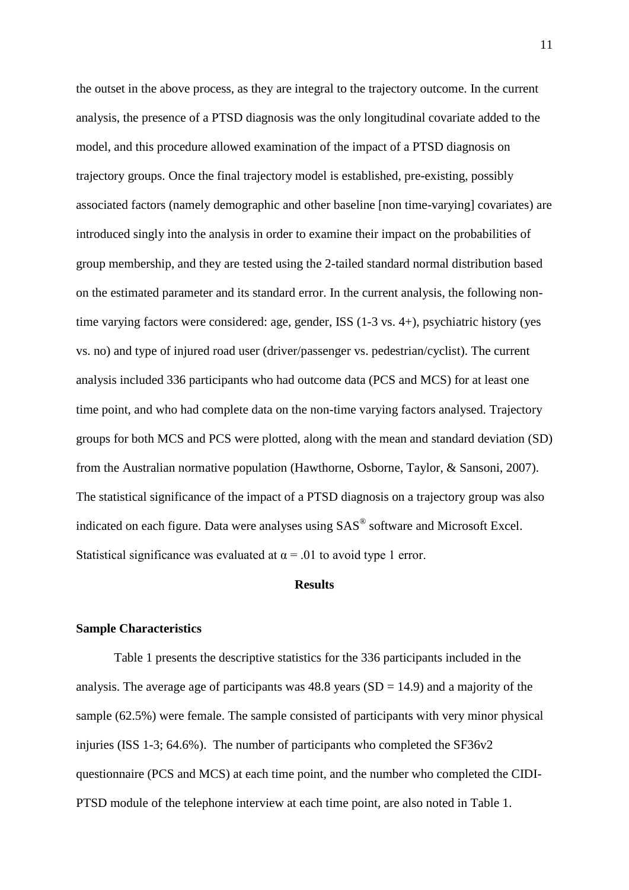the outset in the above process, as they are integral to the trajectory outcome. In the current analysis, the presence of a PTSD diagnosis was the only longitudinal covariate added to the model, and this procedure allowed examination of the impact of a PTSD diagnosis on trajectory groups. Once the final trajectory model is established, pre-existing, possibly associated factors (namely demographic and other baseline [non time-varying] covariates) are introduced singly into the analysis in order to examine their impact on the probabilities of group membership, and they are tested using the 2-tailed standard normal distribution based on the estimated parameter and its standard error. In the current analysis, the following non-time varying factors were considered: age, gender, ISS (1-3 vs. 4+), psychiatric history (yes vs. no) and type of injured road user (driver/passenger vs. pedestrian/cyclist). The current analysis included 336 participants who had outcome data (PCS and MCS) for at least one time point, and who had complete data on the non-time varying factors analysed. Trajectory groups for both MCS and PCS were plotted, along with the mean and standard deviation (SD) from the Australian normative population (Hawthorne, Osborne, Taylor, & Sansoni, 2007). The statistical significance of the impact of a PTSD diagnosis on a trajectory group was also indicated on each figure. Data were analyses using SAS® software and Microsoft Excel. Statistical significance was evaluated at $\alpha = .01$ to avoid type 1 error.

## Results

### Sample Characteristics

Table 1 presents the descriptive statistics for the 336 participants included in the analysis. The average age of participants was 48.8 years (SD = 14.9) and a majority of the sample (62.5%) were female. The sample consisted of participants with very minor physical injuries (ISS 1-3; 64.6%). The number of participants who completed the SF36v2 questionnaire (PCS and MCS) at each time point, and the number who completed the CIDI-PTSD module of the telephone interview at each time point, are also noted in Table 1.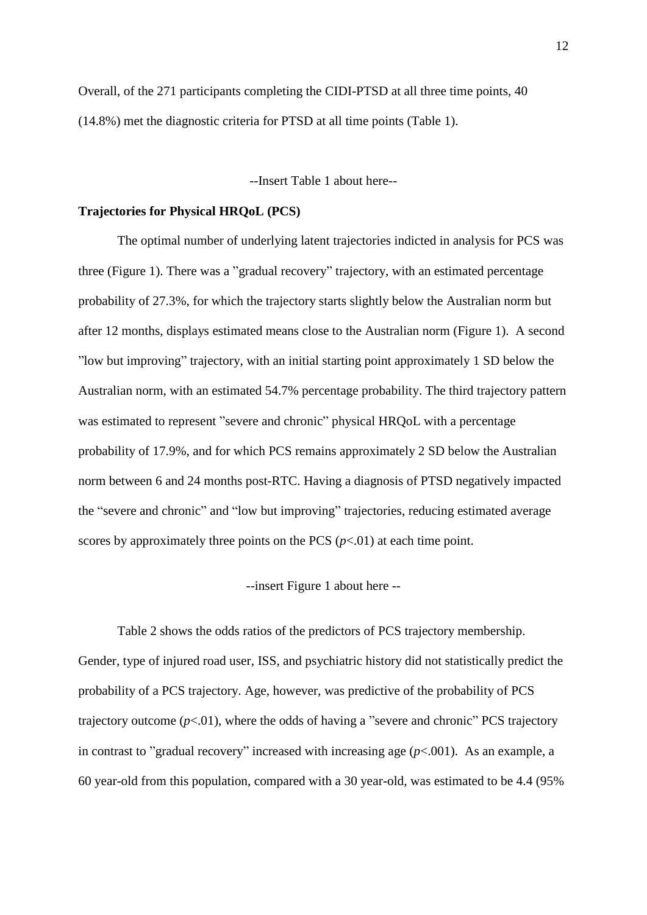Overall, of the 271 participants completing the CIDI-PTSD at all three time points, 40 (14.8%) met the diagnostic criteria for PTSD at all time points (Table 1).

--Insert Table 1 about here--

**Trajectories for Physical HRQoL (PCS)**

The optimal number of underlying latent trajectories indicted in analysis for PCS was three (Figure 1). There was a ”gradual recovery” trajectory, with an estimated percentage probability of 27.3%, for which the trajectory starts slightly below the Australian norm but after 12 months, displays estimated means close to the Australian norm (Figure 1). A second ”low but improving” trajectory, with an initial starting point approximately 1 SD below the Australian norm, with an estimated 54.7% percentage probability. The third trajectory pattern was estimated to represent ”severe and chronic” physical HRQoL with a percentage probability of 17.9%, and for which PCS remains approximately 2 SD below the Australian norm between 6 and 24 months post-RTC. Having a diagnosis of PTSD negatively impacted the “severe and chronic” and “low but improving” trajectories, reducing estimated average scores by approximately three points on the PCS ($p$<.01) at each time point.

--insert Figure 1 about here --

Table 2 shows the odds ratios of the predictors of PCS trajectory membership. Gender, type of injured road user, ISS, and psychiatric history did not statistically predict the probability of a PCS trajectory. Age, however, was predictive of the probability of PCS trajectory outcome ($p$<.01), where the odds of having a ”severe and chronic” PCS trajectory in contrast to ”gradual recovery” increased with increasing age ($p$<.001). As an example, a 60 year-old from this population, compared with a 30 year-old, was estimated to be 4.4 (95%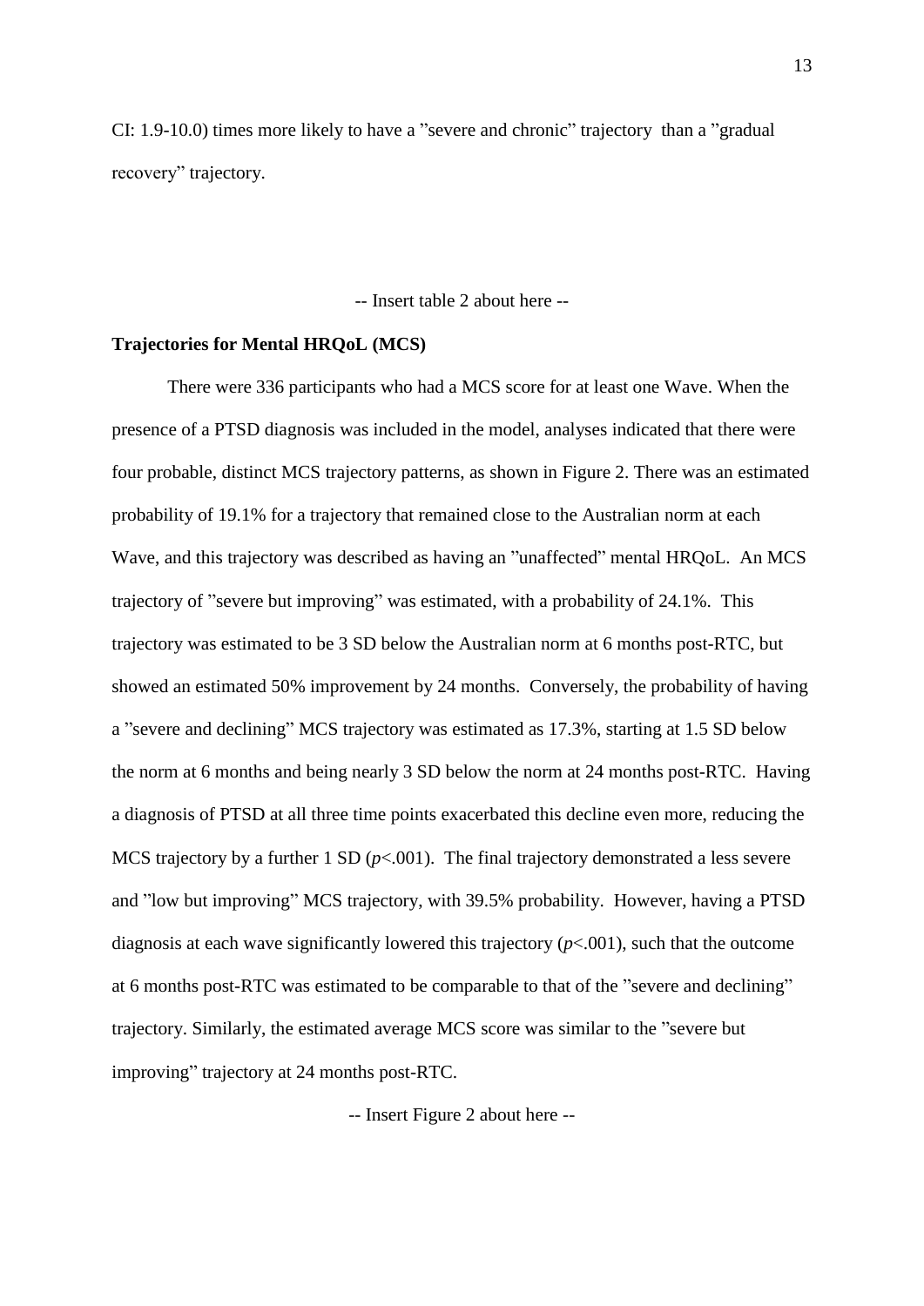CI: 1.9-10.0) times more likely to have a "severe and chronic" trajectory than a "gradual recovery" trajectory.

-- Insert table 2 about here --

**Trajectories for Mental HRQoL (MCS)**

There were 336 participants who had a MCS score for at least one Wave. When the presence of a PTSD diagnosis was included in the model, analyses indicated that there were four probable, distinct MCS trajectory patterns, as shown in Figure 2. There was an estimated probability of 19.1% for a trajectory that remained close to the Australian norm at each Wave, and this trajectory was described as having an "unaffected" mental HRQoL. An MCS trajectory of "severe but improving" was estimated, with a probability of 24.1%. This trajectory was estimated to be 3 SD below the Australian norm at 6 months post-RTC, but showed an estimated 50% improvement by 24 months. Conversely, the probability of having a "severe and declining" MCS trajectory was estimated as 17.3%, starting at 1.5 SD below the norm at 6 months and being nearly 3 SD below the norm at 24 months post-RTC. Having a diagnosis of PTSD at all three time points exacerbated this decline even more, reducing the MCS trajectory by a further 1 SD ($p$<.001). The final trajectory demonstrated a less severe and "low but improving" MCS trajectory, with 39.5% probability. However, having a PTSD diagnosis at each wave significantly lowered this trajectory ($p$<.001), such that the outcome at 6 months post-RTC was estimated to be comparable to that of the "severe and declining" trajectory. Similarly, the estimated average MCS score was similar to the "severe but improving" trajectory at 24 months post-RTC.

-- Insert Figure 2 about here --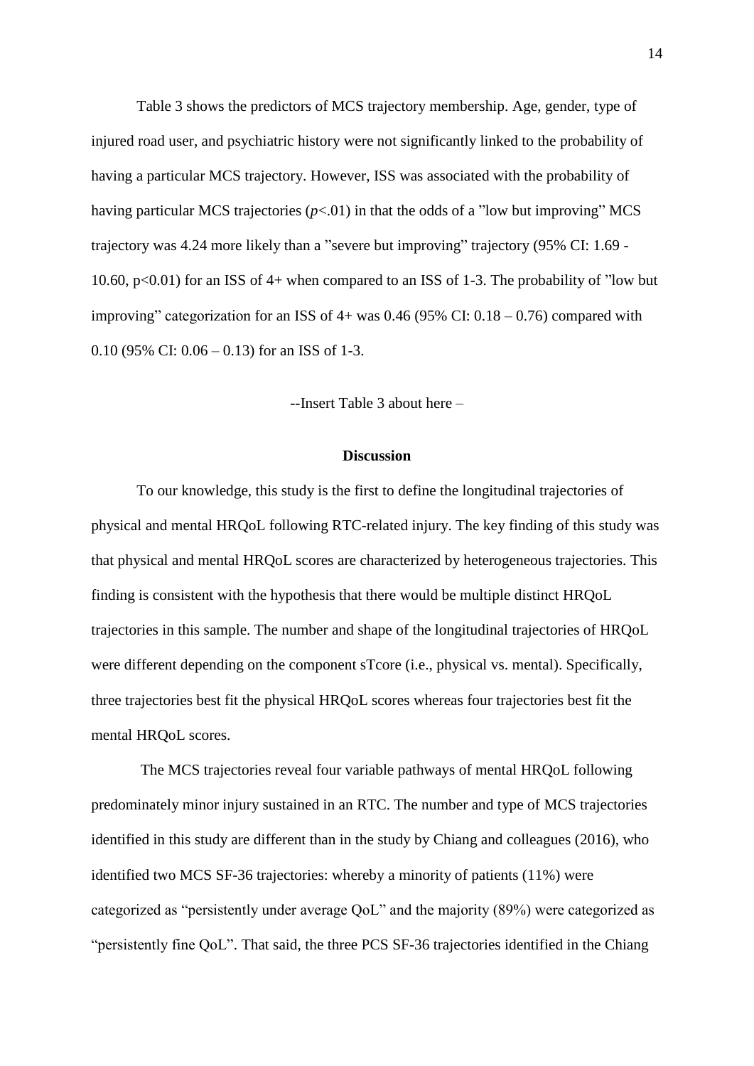Table 3 shows the predictors of MCS trajectory membership. Age, gender, type of injured road user, and psychiatric history were not significantly linked to the probability of having a particular MCS trajectory. However, ISS was associated with the probability of having particular MCS trajectories ($p$<.01) in that the odds of a "low but improving" MCS trajectory was 4.24 more likely than a "severe but improving" trajectory (95% CI: 1.69 - 10.60, p<0.01) for an ISS of 4+ when compared to an ISS of 1-3. The probability of "low but improving" categorization for an ISS of 4+ was 0.46 (95% CI: 0.18 – 0.76) compared with 0.10 (95% CI: 0.06 – 0.13) for an ISS of 1-3.

--Insert Table 3 about here –

## Discussion

To our knowledge, this study is the first to define the longitudinal trajectories of physical and mental HRQoL following RTC-related injury. The key finding of this study was that physical and mental HRQoL scores are characterized by heterogeneous trajectories. This finding is consistent with the hypothesis that there would be multiple distinct HRQoL trajectories in this sample. The number and shape of the longitudinal trajectories of HRQoL were different depending on the component sTcore (i.e., physical vs. mental). Specifically, three trajectories best fit the physical HRQoL scores whereas four trajectories best fit the mental HRQoL scores.

The MCS trajectories reveal four variable pathways of mental HRQoL following predominately minor injury sustained in an RTC. The number and type of MCS trajectories identified in this study are different than in the study by Chiang and colleagues (2016), who identified two MCS SF-36 trajectories: whereby a minority of patients (11%) were categorized as "persistently under average QoL" and the majority (89%) were categorized as "persistently fine QoL". That said, the three PCS SF-36 trajectories identified in the Chiang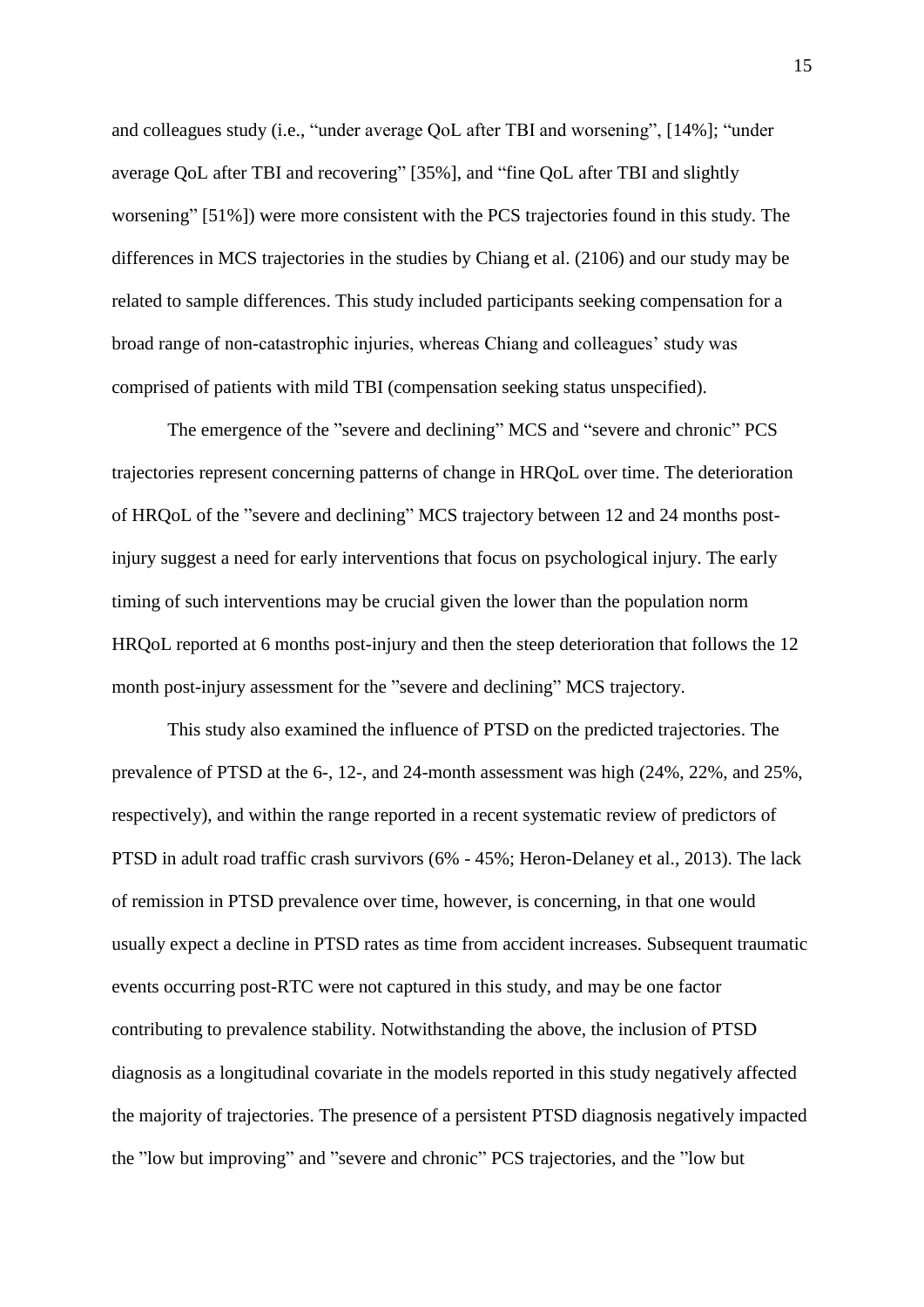and colleagues study (i.e., "under average QoL after TBI and worsening", [14%]; "under average QoL after TBI and recovering" [35%], and "fine QoL after TBI and slightly worsening" [51%]) were more consistent with the PCS trajectories found in this study. The differences in MCS trajectories in the studies by Chiang et al. (2106) and our study may be related to sample differences. This study included participants seeking compensation for a broad range of non-catastrophic injuries, whereas Chiang and colleagues' study was comprised of patients with mild TBI (compensation seeking status unspecified).

The emergence of the "severe and declining" MCS and "severe and chronic" PCS trajectories represent concerning patterns of change in HRQoL over time. The deterioration of HRQoL of the "severe and declining" MCS trajectory between 12 and 24 months post-injury suggest a need for early interventions that focus on psychological injury. The early timing of such interventions may be crucial given the lower than the population norm HRQoL reported at 6 months post-injury and then the steep deterioration that follows the 12 month post-injury assessment for the "severe and declining" MCS trajectory.

This study also examined the influence of PTSD on the predicted trajectories. The prevalence of PTSD at the 6-, 12-, and 24-month assessment was high (24%, 22%, and 25%, respectively), and within the range reported in a recent systematic review of predictors of PTSD in adult road traffic crash survivors (6% - 45%; Heron-Delaney et al., 2013). The lack of remission in PTSD prevalence over time, however, is concerning, in that one would usually expect a decline in PTSD rates as time from accident increases. Subsequent traumatic events occurring post-RTC were not captured in this study, and may be one factor contributing to prevalence stability. Notwithstanding the above, the inclusion of PTSD diagnosis as a longitudinal covariate in the models reported in this study negatively affected the majority of trajectories. The presence of a persistent PTSD diagnosis negatively impacted the "low but improving" and "severe and chronic" PCS trajectories, and the "low but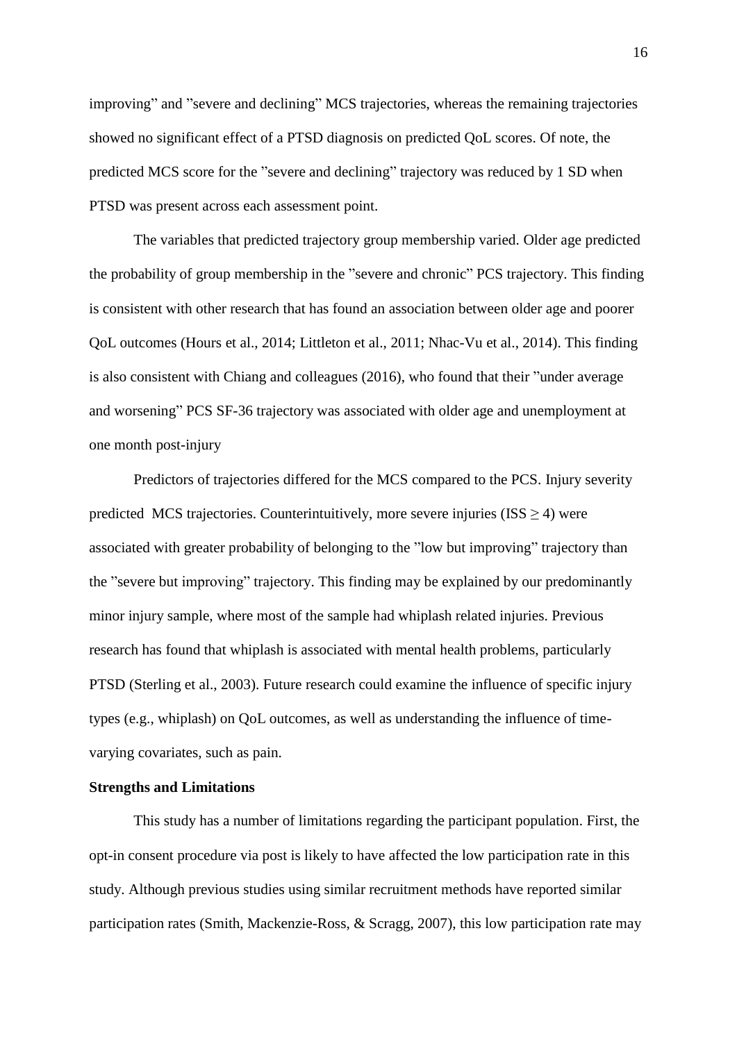improving" and "severe and declining" MCS trajectories, whereas the remaining trajectories showed no significant effect of a PTSD diagnosis on predicted QoL scores. Of note, the predicted MCS score for the "severe and declining" trajectory was reduced by 1 SD when PTSD was present across each assessment point.

The variables that predicted trajectory group membership varied. Older age predicted the probability of group membership in the "severe and chronic" PCS trajectory. This finding is consistent with other research that has found an association between older age and poorer QoL outcomes (Hours et al., 2014; Littleton et al., 2011; Nhac-Vu et al., 2014). This finding is also consistent with Chiang and colleagues (2016), who found that their "under average and worsening" PCS SF-36 trajectory was associated with older age and unemployment at one month post-injury

Predictors of trajectories differed for the MCS compared to the PCS. Injury severity predicted MCS trajectories. Counterintuitively, more severe injuries (ISS $\geq$ 4) were associated with greater probability of belonging to the "low but improving" trajectory than the "severe but improving" trajectory. This finding may be explained by our predominantly minor injury sample, where most of the sample had whiplash related injuries. Previous research has found that whiplash is associated with mental health problems, particularly PTSD (Sterling et al., 2003). Future research could examine the influence of specific injury types (e.g., whiplash) on QoL outcomes, as well as understanding the influence of time-varying covariates, such as pain.

**Strengths and Limitations**

This study has a number of limitations regarding the participant population. First, the opt-in consent procedure via post is likely to have affected the low participation rate in this study. Although previous studies using similar recruitment methods have reported similar participation rates (Smith, Mackenzie-Ross, & Scragg, 2007), this low participation rate may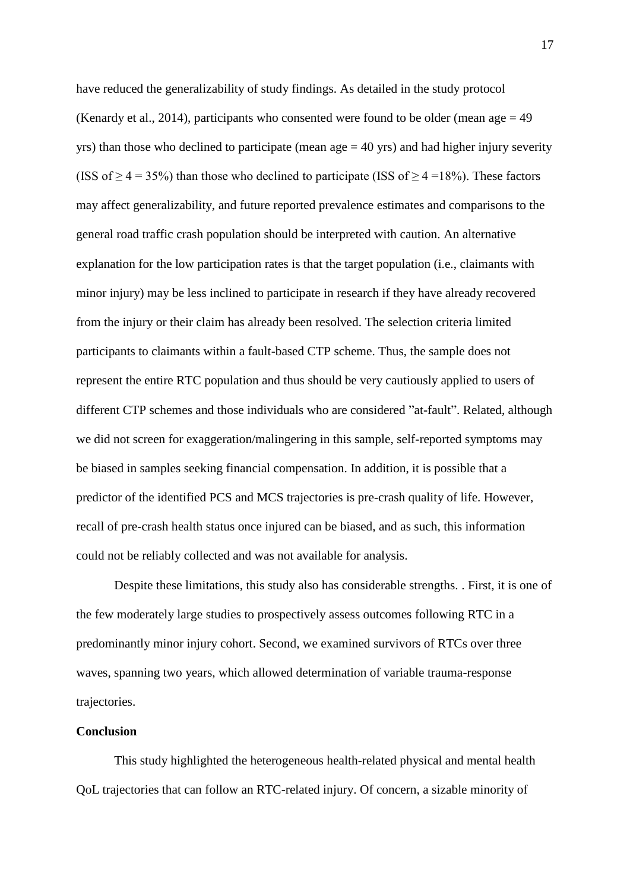have reduced the generalizability of study findings. As detailed in the study protocol (Kenardy et al., 2014), participants who consented were found to be older (mean age = 49 yrs) than those who declined to participate (mean age = 40 yrs) and had higher injury severity (ISS of $\geq 4 = 35\%$) than those who declined to participate (ISS of $\geq 4 = 18\%$). These factors may affect generalizability, and future reported prevalence estimates and comparisons to the general road traffic crash population should be interpreted with caution. An alternative explanation for the low participation rates is that the target population (i.e., claimants with minor injury) may be less inclined to participate in research if they have already recovered from the injury or their claim has already been resolved. The selection criteria limited participants to claimants within a fault-based CTP scheme. Thus, the sample does not represent the entire RTC population and thus should be very cautiously applied to users of different CTP schemes and those individuals who are considered "at-fault". Related, although we did not screen for exaggeration/malingering in this sample, self-reported symptoms may be biased in samples seeking financial compensation. In addition, it is possible that a predictor of the identified PCS and MCS trajectories is pre-crash quality of life. However, recall of pre-crash health status once injured can be biased, and as such, this information could not be reliably collected and was not available for analysis.

Despite these limitations, this study also has considerable strengths. . First, it is one of the few moderately large studies to prospectively assess outcomes following RTC in a predominantly minor injury cohort. Second, we examined survivors of RTCs over three waves, spanning two years, which allowed determination of variable trauma-response trajectories.

**Conclusion**

This study highlighted the heterogeneous health-related physical and mental health QoL trajectories that can follow an RTC-related injury. Of concern, a sizable minority of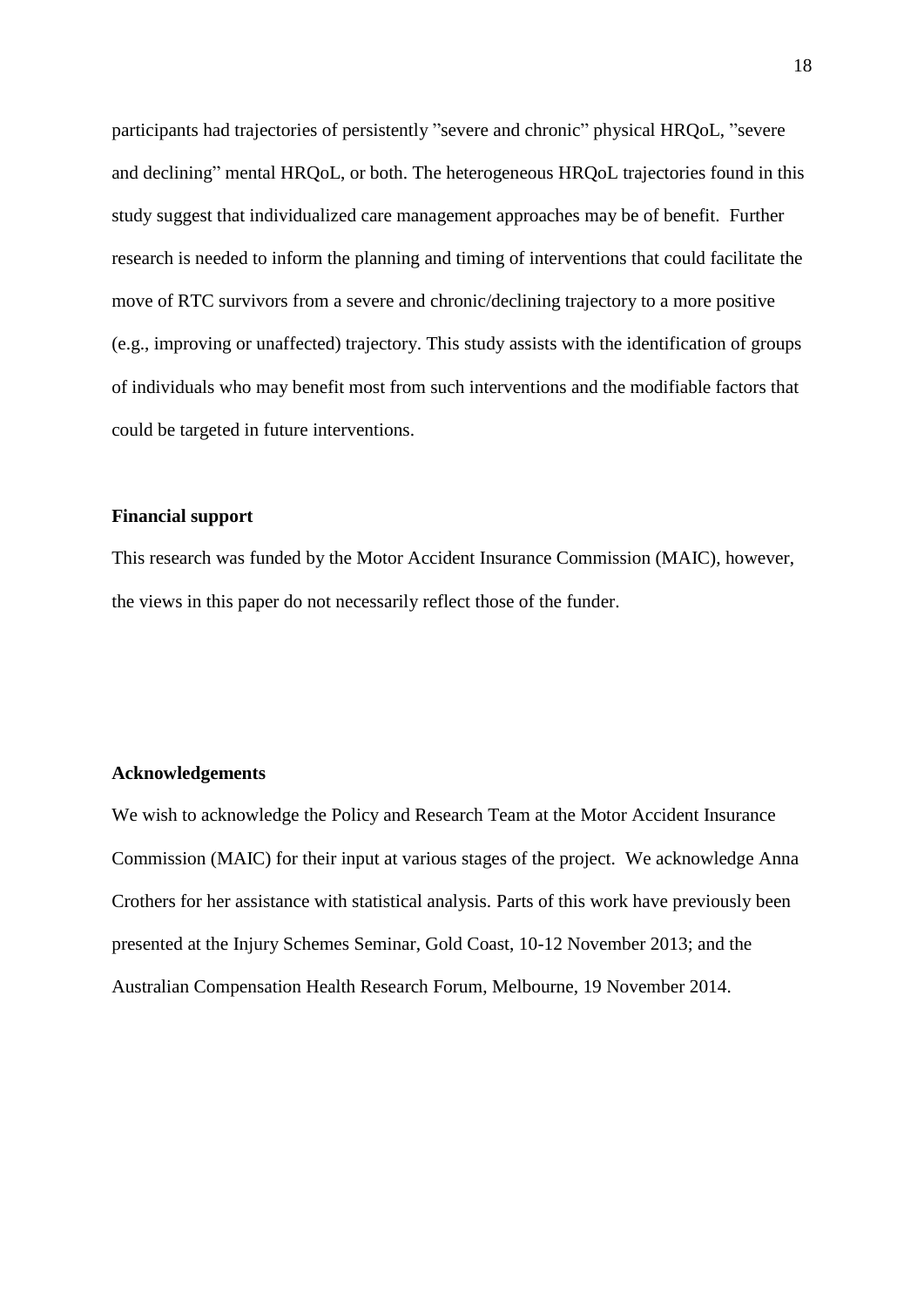participants had trajectories of persistently ”severe and chronic” physical HRQoL, ”severe and declining” mental HRQoL, or both. The heterogeneous HRQoL trajectories found in this study suggest that individualized care management approaches may be of benefit. Further research is needed to inform the planning and timing of interventions that could facilitate the move of RTC survivors from a severe and chronic/declining trajectory to a more positive (e.g., improving or unaffected) trajectory. This study assists with the identification of groups of individuals who may benefit most from such interventions and the modifiable factors that could be targeted in future interventions.

**Financial support**

This research was funded by the Motor Accident Insurance Commission (MAIC), however, the views in this paper do not necessarily reflect those of the funder.

**Acknowledgements**

We wish to acknowledge the Policy and Research Team at the Motor Accident Insurance Commission (MAIC) for their input at various stages of the project. We acknowledge Anna Crothers for her assistance with statistical analysis. Parts of this work have previously been presented at the Injury Schemes Seminar, Gold Coast, 10-12 November 2013; and the Australian Compensation Health Research Forum, Melbourne, 19 November 2014.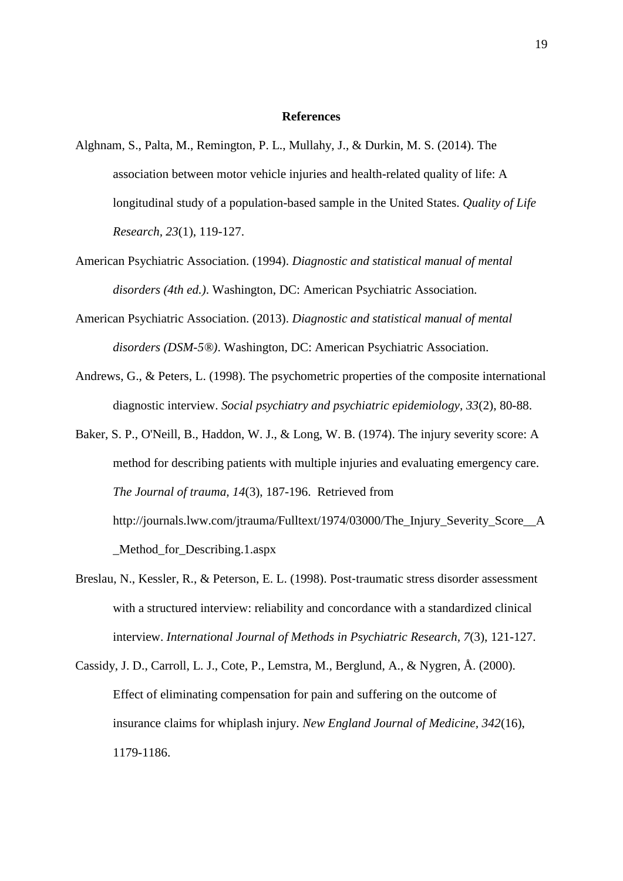**References**

Alghnam, S., Palta, M., Remington, P. L., Mullahy, J., & Durkin, M. S. (2014). The association between motor vehicle injuries and health-related quality of life: A longitudinal study of a population-based sample in the United States. *Quality of Life Research, 23*(1), 119-127.

American Psychiatric Association. (1994). *Diagnostic and statistical manual of mental disorders (4th ed.)*. Washington, DC: American Psychiatric Association.

American Psychiatric Association. (2013). *Diagnostic and statistical manual of mental disorders (DSM-5®)*. Washington, DC: American Psychiatric Association.

Andrews, G., & Peters, L. (1998). The psychometric properties of the composite international diagnostic interview. *Social psychiatry and psychiatric epidemiology, 33*(2), 80-88.

Baker, S. P., O'Neill, B., Haddon, W. J., & Long, W. B. (1974). The injury severity score: A method for describing patients with multiple injuries and evaluating emergency care. *The Journal of trauma, 14*(3), 187-196. Retrieved from http://journals.lww.com/jtrauma/Fulltext/1974/03000/The_Injury_Severity_Score__A_Method_for_Describing.1.aspx

Breslau, N., Kessler, R., & Peterson, E. L. (1998). Post-traumatic stress disorder assessment with a structured interview: reliability and concordance with a standardized clinical interview. *International Journal of Methods in Psychiatric Research, 7*(3), 121-127.

Cassidy, J. D., Carroll, L. J., Cote, P., Lemstra, M., Berglund, A., & Nygren, Å. (2000). Effect of eliminating compensation for pain and suffering on the outcome of insurance claims for whiplash injury. *New England Journal of Medicine, 342*(16), 1179-1186.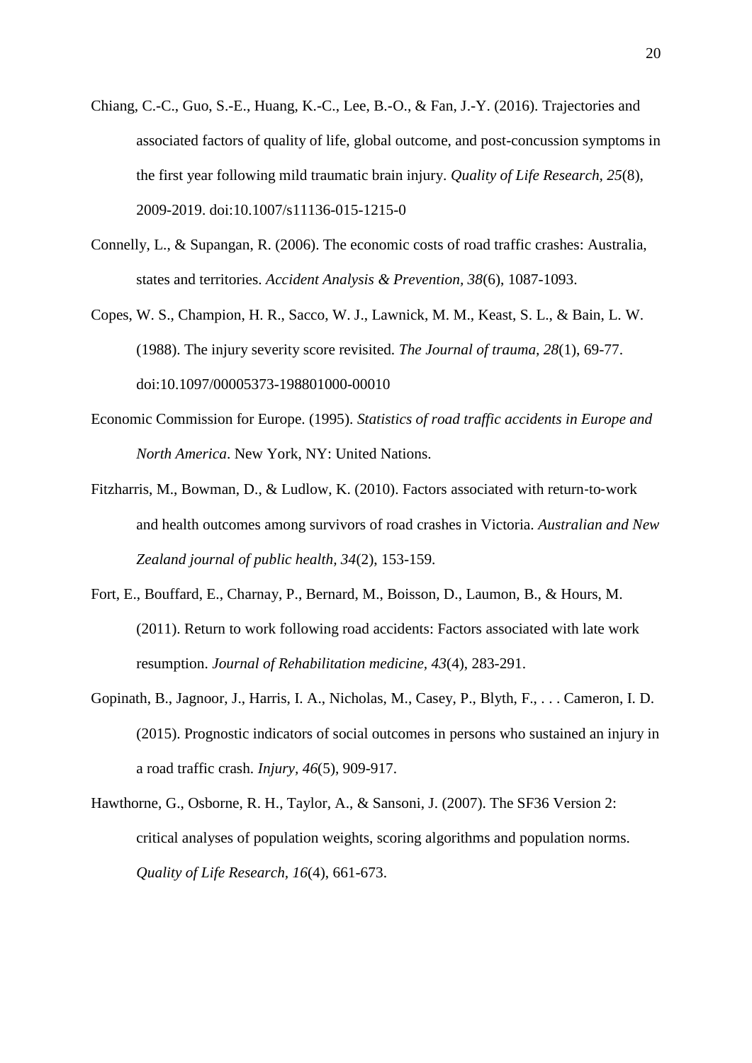Chiang, C.-C., Guo, S.-E., Huang, K.-C., Lee, B.-O., & Fan, J.-Y. (2016). Trajectories and associated factors of quality of life, global outcome, and post-concussion symptoms in the first year following mild traumatic brain injury. *Quality of Life Research, 25*(8), 2009-2019. doi:10.1007/s11136-015-1215-0

Connelly, L., & Supangan, R. (2006). The economic costs of road traffic crashes: Australia, states and territories. *Accident Analysis & Prevention, 38*(6), 1087-1093.

Copes, W. S., Champion, H. R., Sacco, W. J., Lawnick, M. M., Keast, S. L., & Bain, L. W. (1988). The injury severity score revisited. *The Journal of trauma, 28*(1), 69-77. doi:10.1097/00005373-198801000-00010

Economic Commission for Europe. (1995). *Statistics of road traffic accidents in Europe and North America*. New York, NY: United Nations.

Fitzharris, M., Bowman, D., & Ludlow, K. (2010). Factors associated with return-to-work and health outcomes among survivors of road crashes in Victoria. *Australian and New Zealand journal of public health, 34*(2), 153-159.

Fort, E., Bouffard, E., Charnay, P., Bernard, M., Boisson, D., Laumon, B., & Hours, M. (2011). Return to work following road accidents: Factors associated with late work resumption. *Journal of Rehabilitation medicine, 43*(4), 283-291.

Gopinath, B., Jagnoor, J., Harris, I. A., Nicholas, M., Casey, P., Blyth, F., . . . Cameron, I. D. (2015). Prognostic indicators of social outcomes in persons who sustained an injury in a road traffic crash. *Injury, 46*(5), 909-917.

Hawthorne, G., Osborne, R. H., Taylor, A., & Sansoni, J. (2007). The SF36 Version 2: critical analyses of population weights, scoring algorithms and population norms. *Quality of Life Research, 16*(4), 661-673.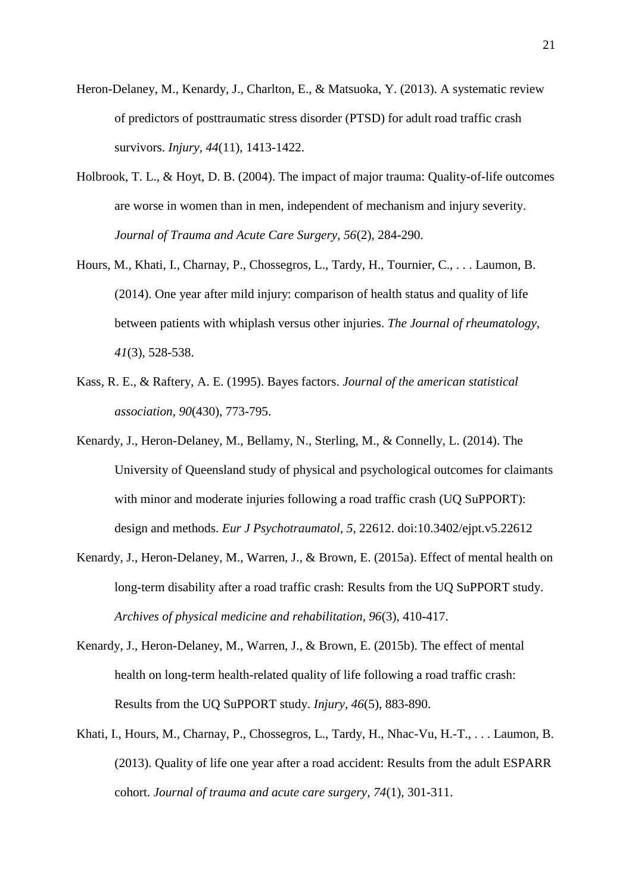Heron-Delaney, M., Kenardy, J., Charlton, E., & Matsuoka, Y. (2013). A systematic review of predictors of posttraumatic stress disorder (PTSD) for adult road traffic crash survivors. *Injury, 44*(11), 1413-1422.

Holbrook, T. L., & Hoyt, D. B. (2004). The impact of major trauma: Quality-of-life outcomes are worse in women than in men, independent of mechanism and injury severity. *Journal of Trauma and Acute Care Surgery, 56*(2), 284-290.

Hours, M., Khati, I., Charnay, P., Chossegros, L., Tardy, H., Tournier, C., . . . Laumon, B. (2014). One year after mild injury: comparison of health status and quality of life between patients with whiplash versus other injuries. *The Journal of rheumatology, 41*(3), 528-538.

Kass, R. E., & Raftery, A. E. (1995). Bayes factors. *Journal of the american statistical association, 90*(430), 773-795.

Kenardy, J., Heron-Delaney, M., Bellamy, N., Sterling, M., & Connelly, L. (2014). The University of Queensland study of physical and psychological outcomes for claimants with minor and moderate injuries following a road traffic crash (UQ SuPPORT): design and methods. *Eur J Psychotraumatol, 5*, 22612. doi:10.3402/ejpt.v5.22612

Kenardy, J., Heron-Delaney, M., Warren, J., & Brown, E. (2015a). Effect of mental health on long-term disability after a road traffic crash: Results from the UQ SuPPORT study. *Archives of physical medicine and rehabilitation, 96*(3), 410-417.

Kenardy, J., Heron-Delaney, M., Warren, J., & Brown, E. (2015b). The effect of mental health on long-term health-related quality of life following a road traffic crash: Results from the UQ SuPPORT study. *Injury, 46*(5), 883-890.

Khati, I., Hours, M., Charnay, P., Chossegros, L., Tardy, H., Nhac-Vu, H.-T., . . . Laumon, B. (2013). Quality of life one year after a road accident: Results from the adult ESPARR cohort. *Journal of trauma and acute care surgery, 74*(1), 301-311.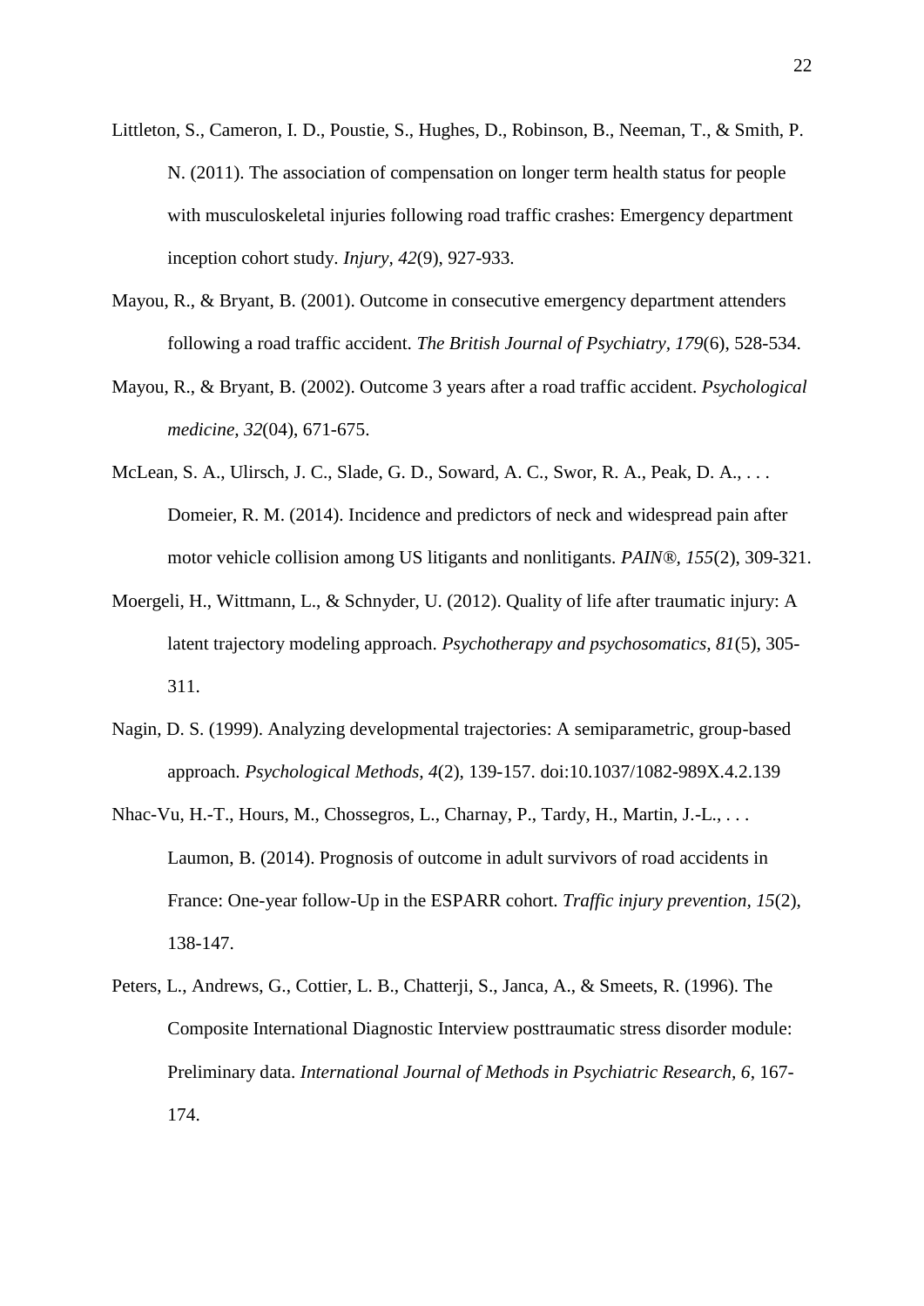Littleton, S., Cameron, I. D., Poustie, S., Hughes, D., Robinson, B., Neeman, T., & Smith, P. N. (2011). The association of compensation on longer term health status for people with musculoskeletal injuries following road traffic crashes: Emergency department inception cohort study. *Injury, 42*(9), 927-933.

Mayou, R., & Bryant, B. (2001). Outcome in consecutive emergency department attenders following a road traffic accident. *The British Journal of Psychiatry, 179*(6), 528-534.

Mayou, R., & Bryant, B. (2002). Outcome 3 years after a road traffic accident. *Psychological medicine, 32*(04), 671-675.

McLean, S. A., Ulirsch, J. C., Slade, G. D., Soward, A. C., Swor, R. A., Peak, D. A., . . . Domeier, R. M. (2014). Incidence and predictors of neck and widespread pain after motor vehicle collision among US litigants and nonlitigants. *PAIN®, 155*(2), 309-321.

Moergeli, H., Wittmann, L., & Schnyder, U. (2012). Quality of life after traumatic injury: A latent trajectory modeling approach. *Psychotherapy and psychosomatics, 81*(5), 305-311.

Nagin, D. S. (1999). Analyzing developmental trajectories: A semiparametric, group-based approach. *Psychological Methods, 4*(2), 139-157. doi:10.1037/1082-989X.4.2.139

Nhac-Vu, H.-T., Hours, M., Chossegros, L., Charnay, P., Tardy, H., Martin, J.-L., . . . Laumon, B. (2014). Prognosis of outcome in adult survivors of road accidents in France: One-year follow-Up in the ESPARR cohort. *Traffic injury prevention, 15*(2), 138-147.

Peters, L., Andrews, G., Cottier, L. B., Chatterji, S., Janca, A., & Smeets, R. (1996). The Composite International Diagnostic Interview posttraumatic stress disorder module: Preliminary data. *International Journal of Methods in Psychiatric Research, 6*, 167-174.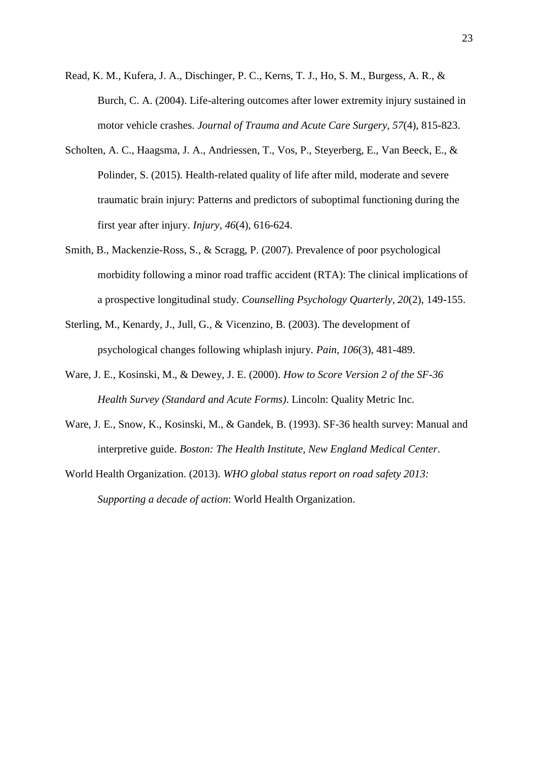Read, K. M., Kufera, J. A., Dischinger, P. C., Kerns, T. J., Ho, S. M., Burgess, A. R., & Burch, C. A. (2004). Life-altering outcomes after lower extremity injury sustained in motor vehicle crashes. *Journal of Trauma and Acute Care Surgery, 57*(4), 815-823.

Scholten, A. C., Haagsma, J. A., Andriessen, T., Vos, P., Steyerberg, E., Van Beeck, E., & Polinder, S. (2015). Health-related quality of life after mild, moderate and severe traumatic brain injury: Patterns and predictors of suboptimal functioning during the first year after injury. *Injury, 46*(4), 616-624.

Smith, B., Mackenzie-Ross, S., & Scragg, P. (2007). Prevalence of poor psychological morbidity following a minor road traffic accident (RTA): The clinical implications of a prospective longitudinal study. *Counselling Psychology Quarterly, 20*(2), 149-155.

Sterling, M., Kenardy, J., Jull, G., & Vicenzino, B. (2003). The development of psychological changes following whiplash injury. *Pain, 106*(3), 481-489.

Ware, J. E., Kosinski, M., & Dewey, J. E. (2000). *How to Score Version 2 of the SF-36 Health Survey (Standard and Acute Forms)*. Lincoln: Quality Metric Inc.

Ware, J. E., Snow, K., Kosinski, M., & Gandek, B. (1993). SF-36 health survey: Manual and interpretive guide. *Boston: The Health Institute, New England Medical Center*.

World Health Organization. (2013). *WHO global status report on road safety 2013: Supporting a decade of action*: World Health Organization.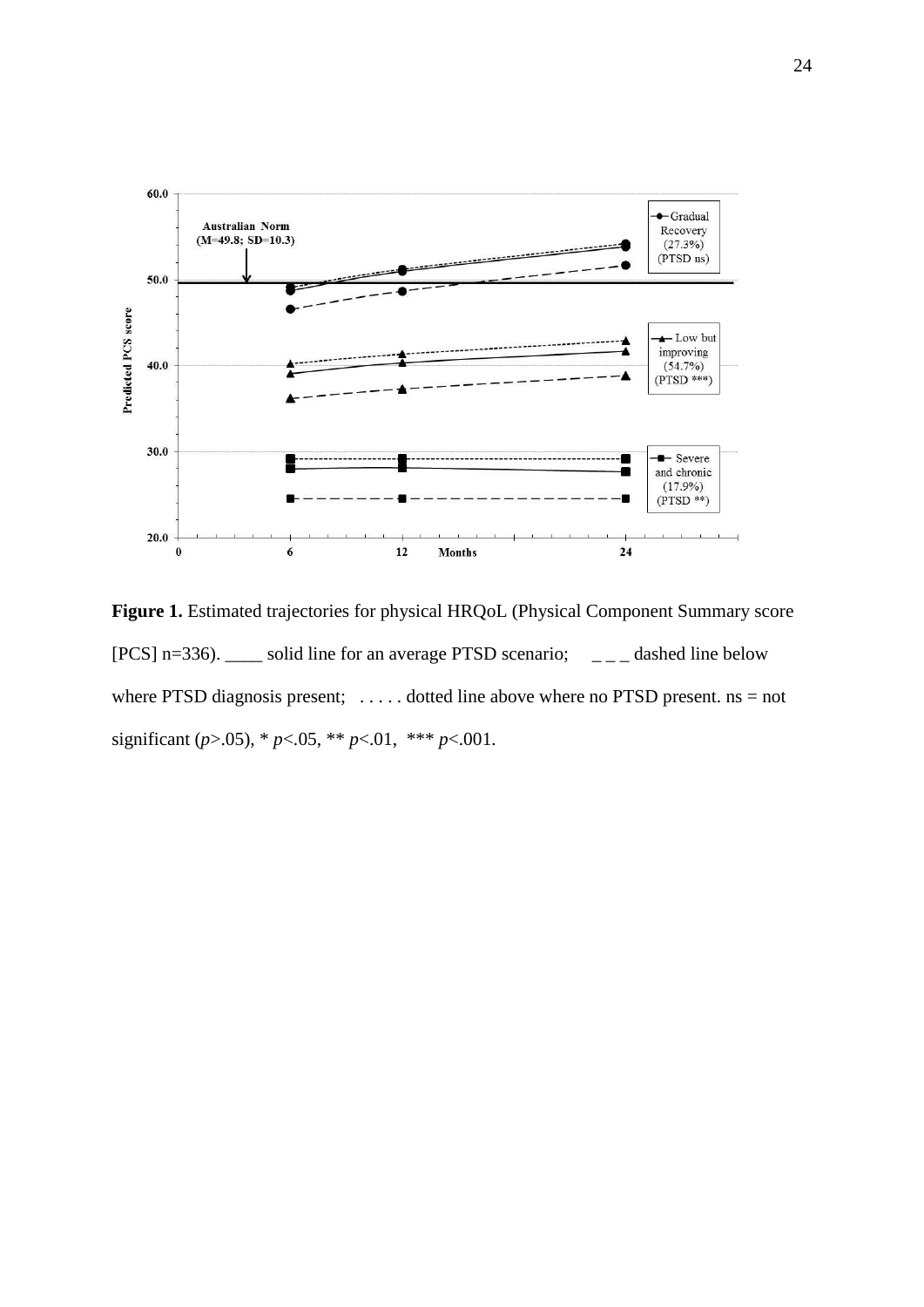**Figure 1.** Estimated trajectories for physical HRQoL (Physical Component Summary score [PCS] n=336). ____ solid line for an average PTSD scenario; _ _ _ dashed line below where PTSD diagnosis present; . . . . . dotted line above where no PTSD present. ns = not significant (*p*>.05), * *p*<.05, ** *p*<.01, *** *p*<.001.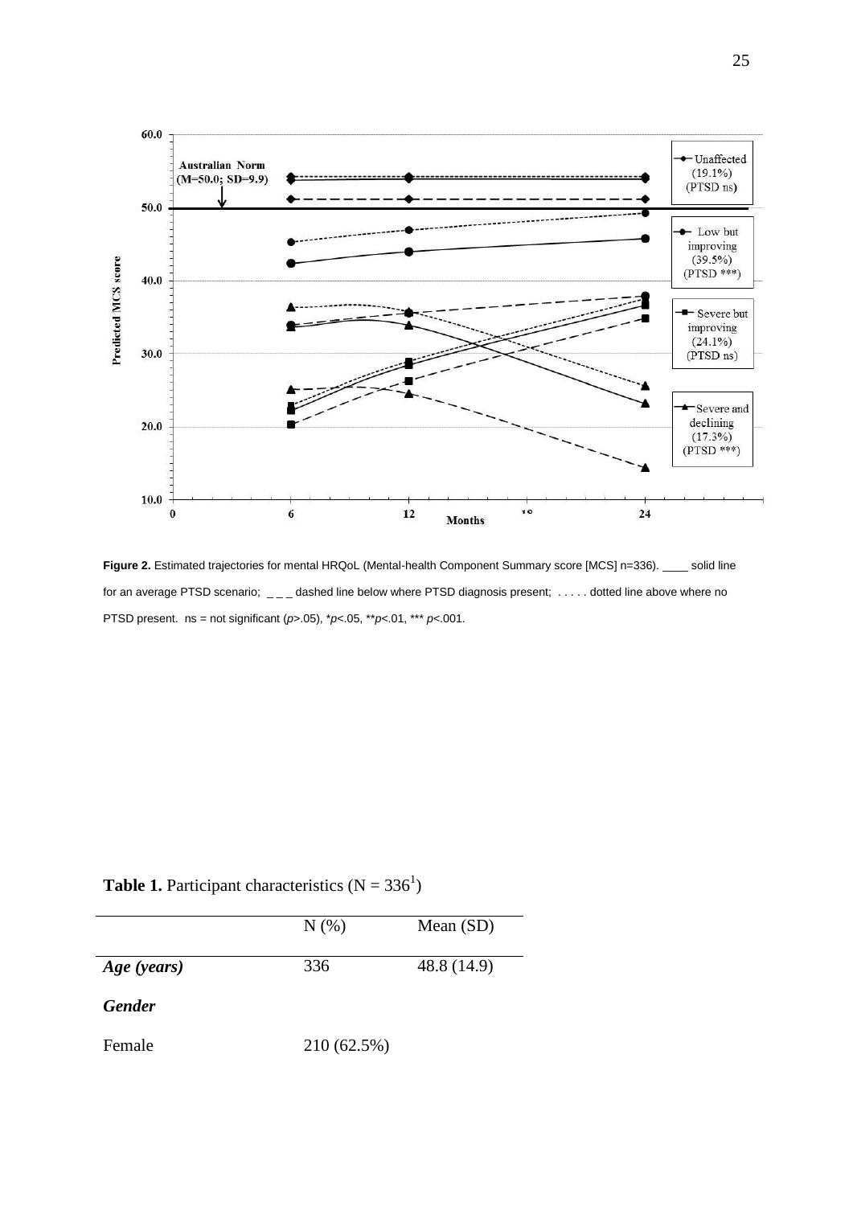**Figure 2.** Estimated trajectories for mental HRQoL (Mental-health Component Summary score [MCS] n=336). ____ solid line for an average PTSD scenario; _ _ _ dashed line below where PTSD diagnosis present; . . . . . dotted line above where no PTSD present. ns = not significant ($p$>.05), \*$p$<.05, \*\*$p$<.01, \*\*\* $p$<.001.

**Table 1.** Participant characteristics (N = 336[1])

| | N (%) | Mean (SD) |
|---|---|---|
| ***Age (years)*** | 336 | 48.8 (14.9) |
| ***Gender*** | | |
| Female | 210 (62.5%) | |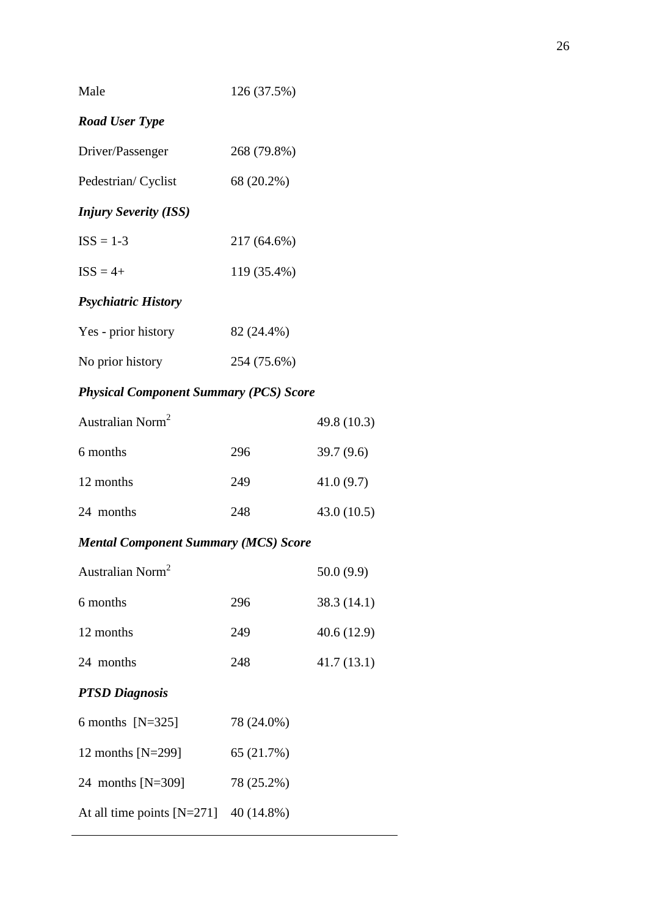| | | |
|---|---|---|
| Male | 126 (37.5%) | |
| ***Road User Type*** | | |
| Driver/Passenger | 268 (79.8%) | |
| Pedestrian/ Cyclist | 68 (20.2%) | |
| ***Injury Severity (ISS)*** | | |
| ISS = 1-3 | 217 (64.6%) | |
| ISS = 4+ | 119 (35.4%) | |
| ***Psychiatric History*** | | |
| Yes - prior history | 82 (24.4%) | |
| No prior history | 254 (75.6%) | |
| ***Physical Component Summary (PCS) Score*** | | |
| Australian Norm[2] | | 49.8 (10.3) |
| 6 months | 296 | 39.7 (9.6) |
| 12 months | 249 | 41.0 (9.7) |
| 24 months | 248 | 43.0 (10.5) |
| ***Mental Component Summary (MCS) Score*** | | |
| Australian Norm[2] | | 50.0 (9.9) |
| 6 months | 296 | 38.3 (14.1) |
| 12 months | 249 | 40.6 (12.9) |
| 24 months | 248 | 41.7 (13.1) |
| ***PTSD Diagnosis*** | | |
| 6 months [N=325] | 78 (24.0%) | |
| 12 months [N=299] | 65 (21.7%) | |
| 24 months [N=309] | 78 (25.2%) | |
| At all time points [N=271] | 40 (14.8%) | |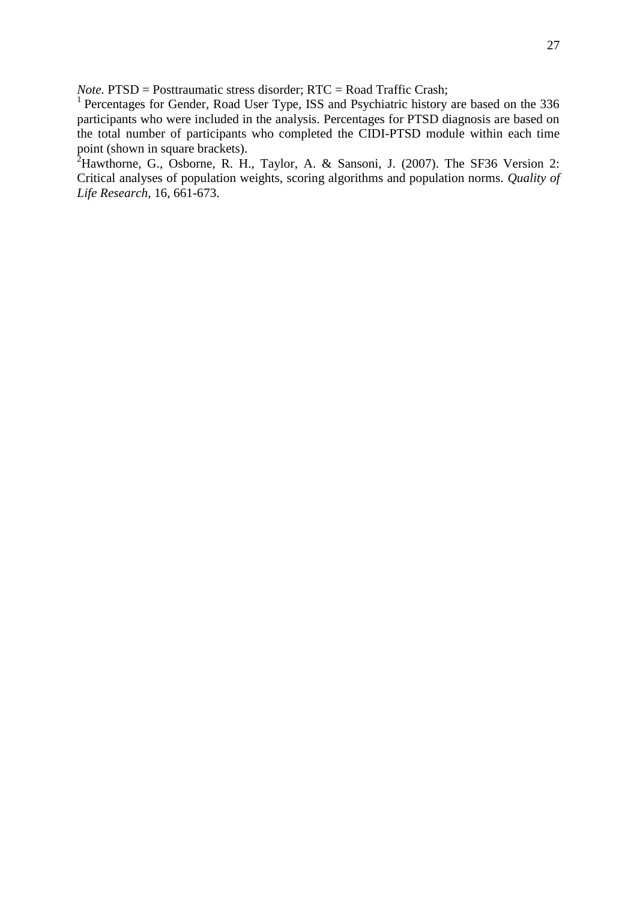*Note.* PTSD = Posttraumatic stress disorder; RTC = Road Traffic Crash;

[1] Percentages for Gender, Road User Type, ISS and Psychiatric history are based on the 336 participants who were included in the analysis. Percentages for PTSD diagnosis are based on the total number of participants who completed the CIDI-PTSD module within each time point (shown in square brackets).

[2] Hawthorne, G., Osborne, R. H., Taylor, A. & Sansoni, J. (2007). The SF36 Version 2: Critical analyses of population weights, scoring algorithms and population norms. *Quality of Life Research*, 16, 661-673.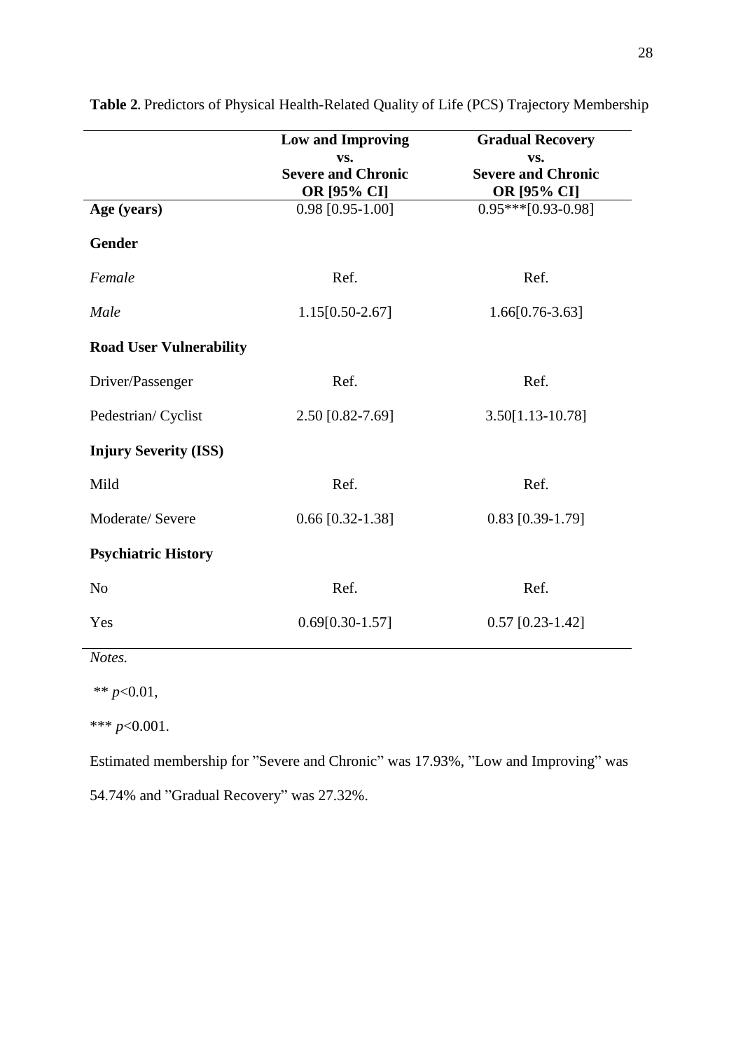**Table 2**. Predictors of Physical Health-Related Quality of Life (PCS) Trajectory Membership

| | **Low and Improving vs. Severe and Chronic OR [95% CI]** | **Gradual Recovery vs. Severe and Chronic OR [95% CI]** |
|---|---|---|
| **Age (years)** | 0.98 [0.95-1.00] | 0.95***[0.93-0.98] |
| **Gender** | | |
| *Female* | Ref. | Ref. |
| *Male* | 1.15[0.50-2.67] | 1.66[0.76-3.63] |
| **Road User Vulnerability** | | |
| Driver/Passenger | Ref. | Ref. |
| Pedestrian/ Cyclist | 2.50 [0.82-7.69] | 3.50[1.13-10.78] |
| **Injury Severity (ISS)** | | |
| Mild | Ref. | Ref. |
| Moderate/ Severe | 0.66 [0.32-1.38] | 0.83 [0.39-1.79] |
| **Psychiatric History** | | |
| No | Ref. | Ref. |
| Yes | 0.69[0.30-1.57] | 0.57 [0.23-1.42] |

*Notes.*

** $p<0.01$,

*** $p<0.001$.

Estimated membership for "Severe and Chronic" was 17.93%, "Low and Improving" was 54.74% and "Gradual Recovery" was 27.32%.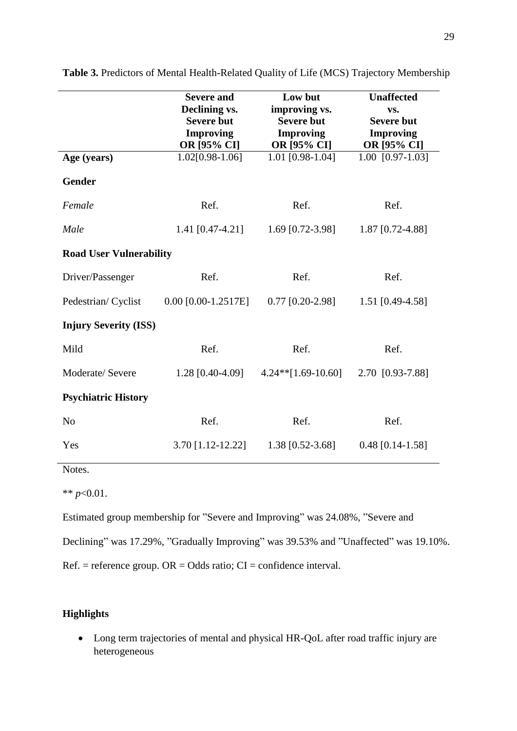**Table 3.** Predictors of Mental Health-Related Quality of Life (MCS) Trajectory Membership

| | **Severe and Declining vs. Severe but Improving OR [95% CI]** | **Low but improving vs. Severe but Improving OR [95% CI]** | **Unaffected vs. Severe but Improving OR [95% CI]** |
|---|---|---|---|
| **Age (years)** | 1.02[0.98-1.06] | 1.01 [0.98-1.04] | 1.00 [0.97-1.03] |
| **Gender** | | | |
| *Female* | Ref. | Ref. | Ref. |
| *Male* | 1.41 [0.47-4.21] | 1.69 [0.72-3.98] | 1.87 [0.72-4.88] |
| **Road User Vulnerability** | | | |
| Driver/Passenger | Ref. | Ref. | Ref. |
| Pedestrian/ Cyclist | 0.00 [0.00-1.2517E] | 0.77 [0.20-2.98] | 1.51 [0.49-4.58] |
| **Injury Severity (ISS)** | | | |
| Mild | Ref. | Ref. | Ref. |
| Moderate/ Severe | 1.28 [0.40-4.09] | 4.24**[1.69-10.60] | 2.70 [0.93-7.88] |
| **Psychiatric History** | | | |
| No | Ref. | Ref. | Ref. |
| Yes | 3.70 [1.12-12.22] | 1.38 [0.52-3.68] | 0.48 [0.14-1.58] |

Notes.

** $p<0.01$.

Estimated group membership for "Severe and Improving" was 24.08%, "Severe and Declining" was 17.29%, "Gradually Improving" was 39.53% and "Unaffected" was 19.10%.

Ref. = reference group. OR = Odds ratio; CI = confidence interval.

**Highlights**

- Long term trajectories of mental and physical HR-QoL after road traffic injury are heterogeneous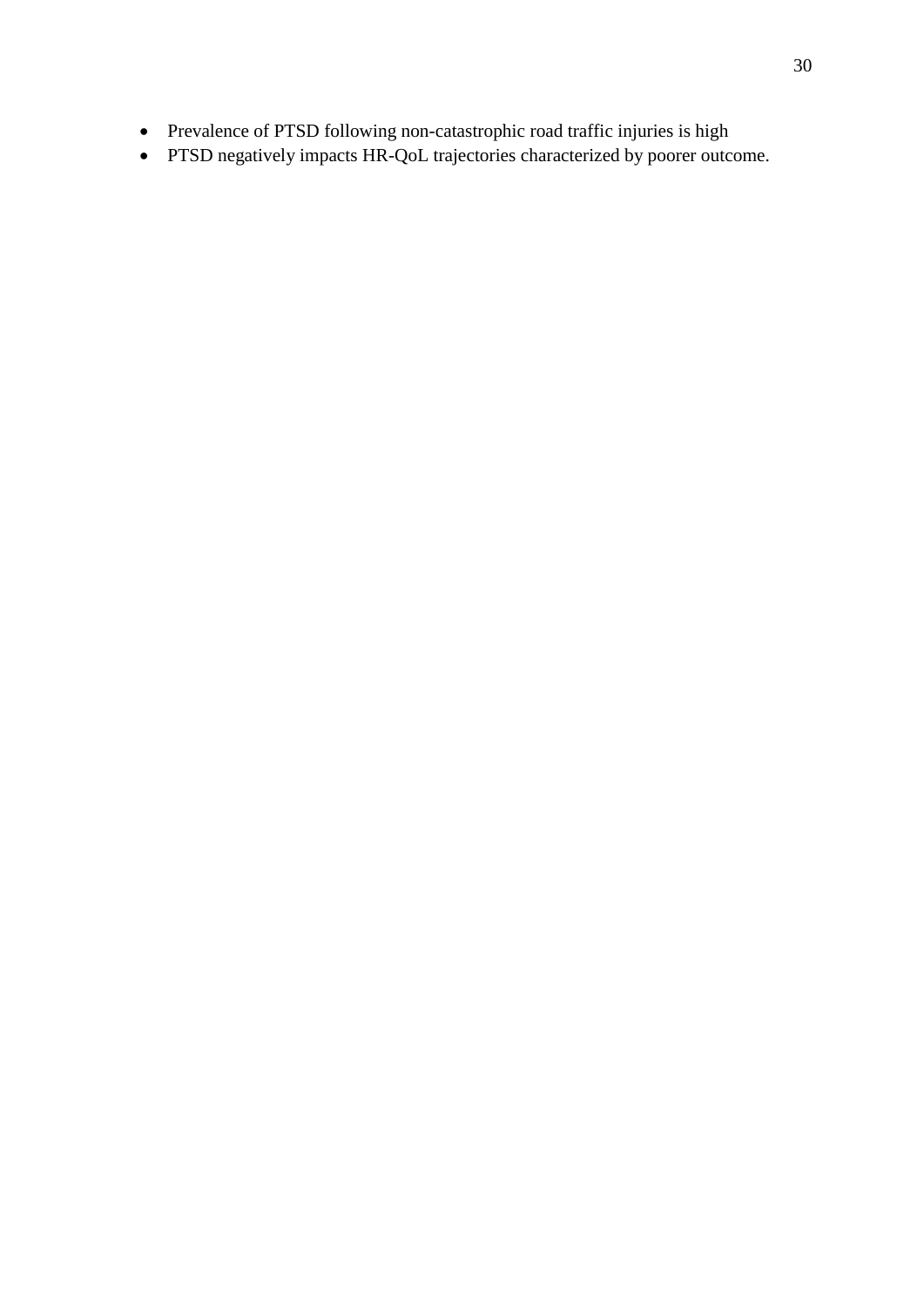- Prevalence of PTSD following non-catastrophic road traffic injuries is high
- PTSD negatively impacts HR-QoL trajectories characterized by poorer outcome.